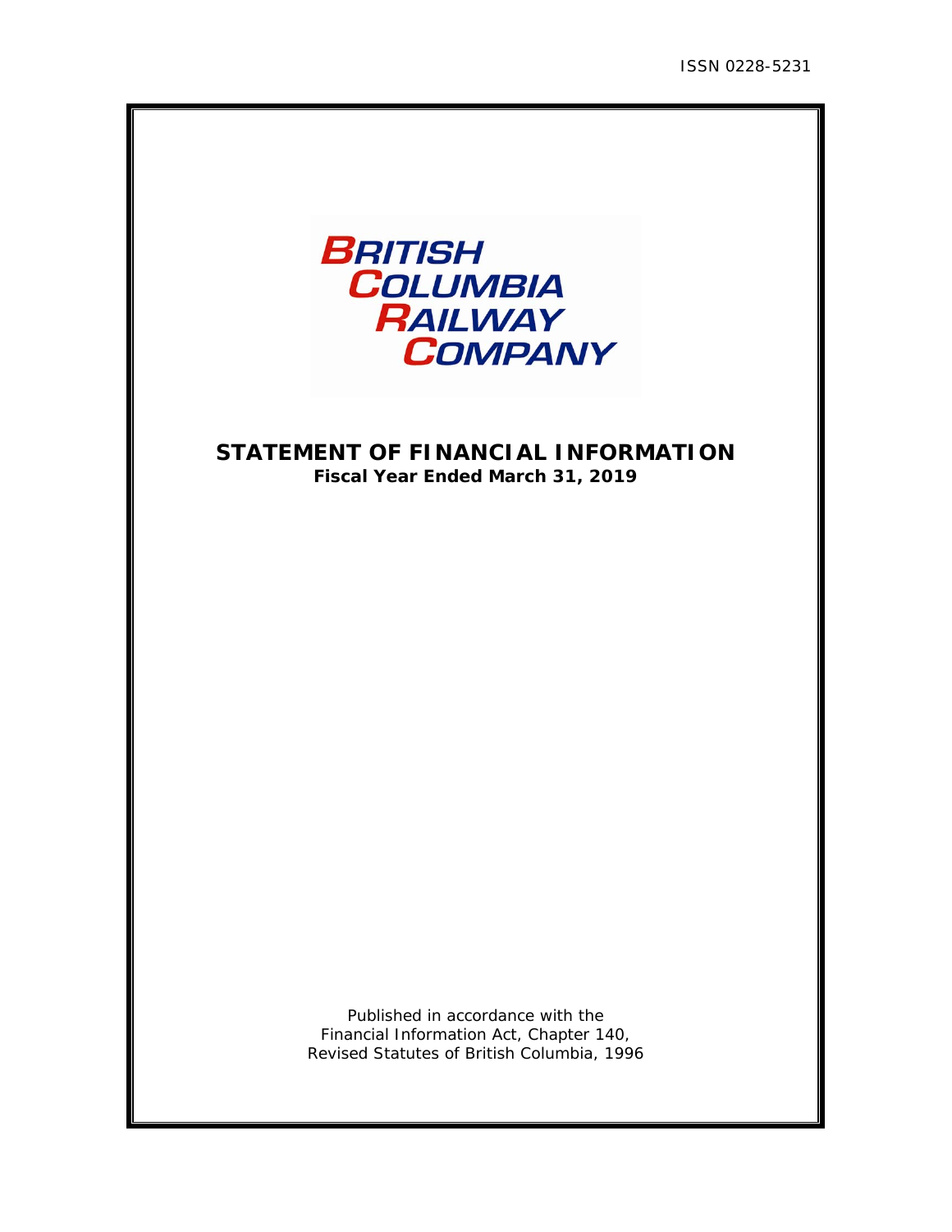ISSN 0228-5231

BRITISH
COLUMBIA
RAILWAY
COMPANY

# STATEMENT OF FINANCIAL INFORMATION

**Fiscal Year Ended March 31, 2019**

Published in accordance with the
Financial Information Act, Chapter 140,
Revised Statutes of British Columbia, 1996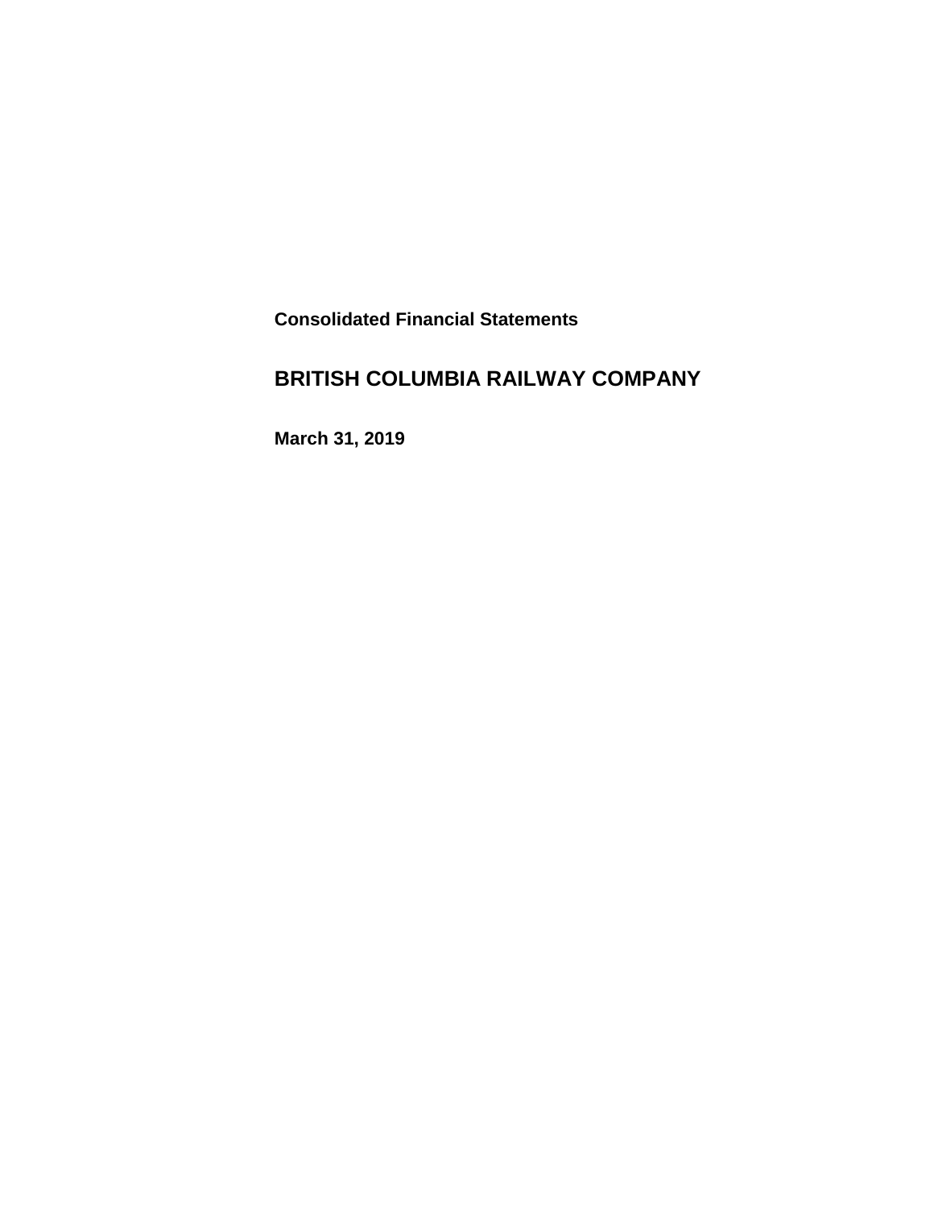**Consolidated Financial Statements**

# BRITISH COLUMBIA RAILWAY COMPANY

**March 31, 2019**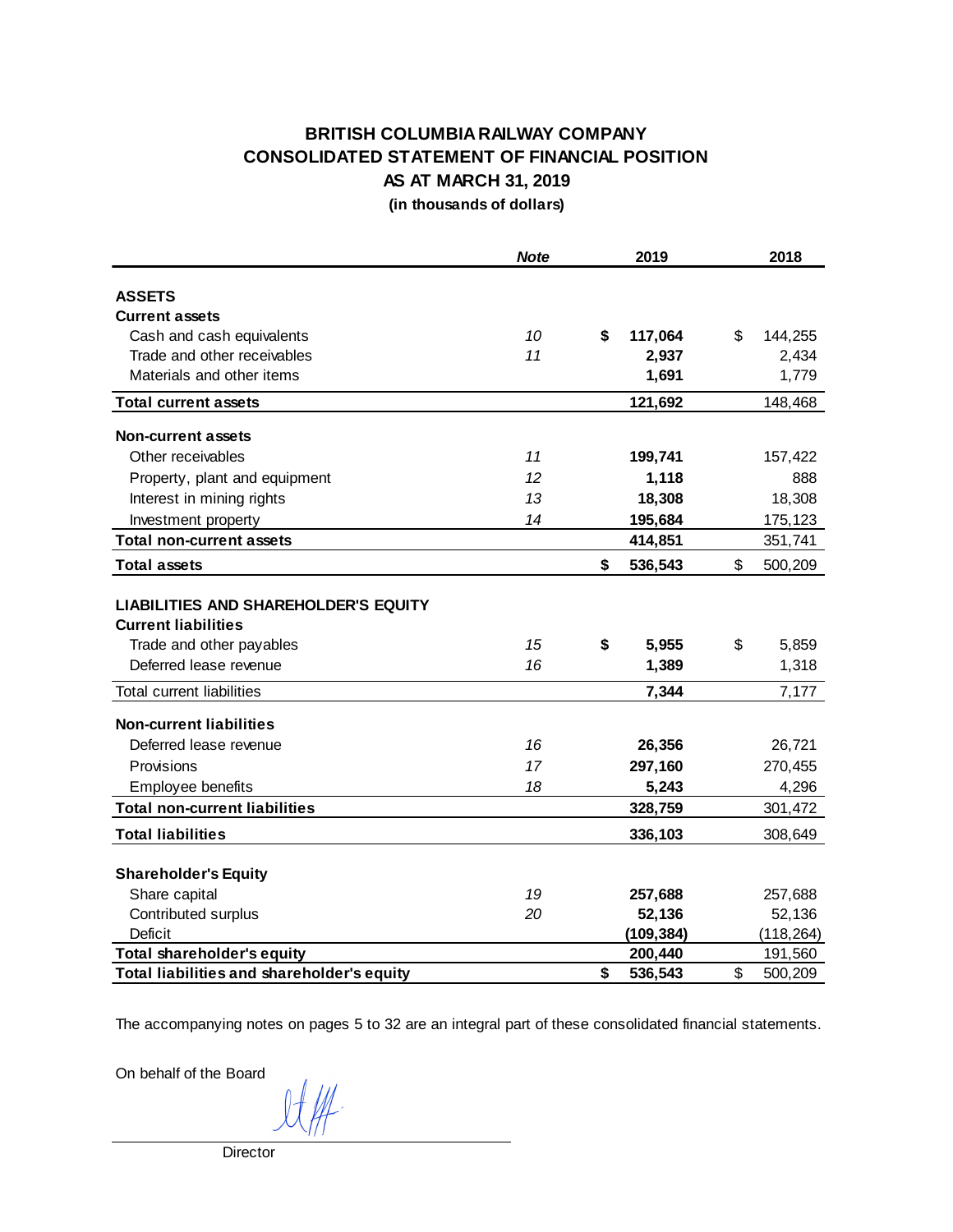# BRITISH COLUMBIA RAILWAY COMPANY
## CONSOLIDATED STATEMENT OF FINANCIAL POSITION
### AS AT MARCH 31, 2019
**(in thousands of dollars)**

| | *Note* | 2019 | 2018 |
|---|---|---|---|
| **ASSETS** | | | |
| **Current assets** | | | |
| Cash and cash equivalents | *10* | **$ 117,064** | $ 144,255 |
| Trade and other receivables | *11* | **2,937** | 2,434 |
| Materials and other items | | **1,691** | 1,779 |
| **Total current assets** | | **121,692** | 148,468 |
| **Non-current assets** | | | |
| Other receivables | *11* | **199,741** | 157,422 |
| Property, plant and equipment | *12* | **1,118** | 888 |
| Interest in mining rights | *13* | **18,308** | 18,308 |
| Investment property | *14* | **195,684** | 175,123 |
| **Total non-current assets** | | **414,851** | 351,741 |
| **Total assets** | | **$ 536,543** | $ 500,209 |
| **LIABILITIES AND SHAREHOLDER'S EQUITY** | | | |
| **Current liabilities** | | | |
| Trade and other payables | *15* | **$ 5,955** | $ 5,859 |
| Deferred lease revenue | *16* | **1,389** | 1,318 |
| Total current liabilities | | **7,344** | 7,177 |
| **Non-current liabilities** | | | |
| Deferred lease revenue | *16* | **26,356** | 26,721 |
| Provisions | *17* | **297,160** | 270,455 |
| Employee benefits | *18* | **5,243** | 4,296 |
| **Total non-current liabilities** | | **328,759** | 301,472 |
| **Total liabilities** | | **336,103** | 308,649 |
| **Shareholder's Equity** | | | |
| Share capital | *19* | **257,688** | 257,688 |
| Contributed surplus | *20* | **52,136** | 52,136 |
| Deficit | | **(109,384)** | (118,264) |
| **Total shareholder's equity** | | **200,440** | 191,560 |
| **Total liabilities and shareholder's equity** | | **$ 536,543** | $ 500,209 |

The accompanying notes on pages 5 to 32 are an integral part of these consolidated financial statements.

On behalf of the Board

Director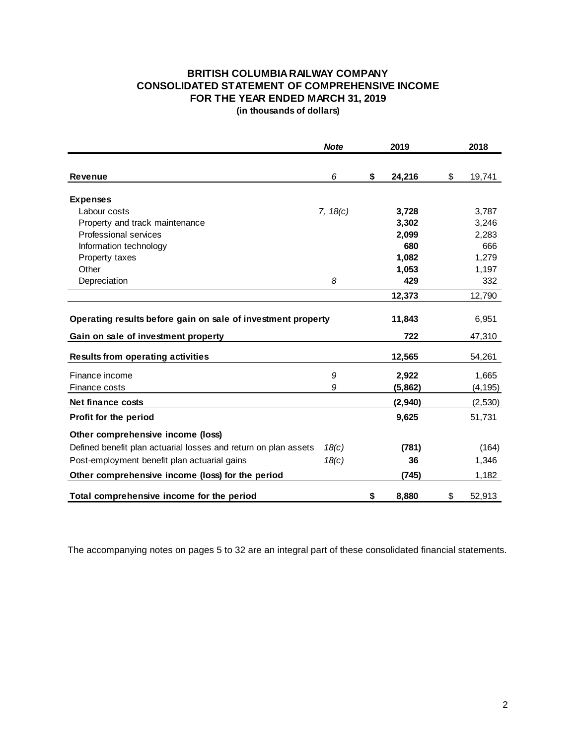# BRITISH COLUMBIA RAILWAY COMPANY
## CONSOLIDATED STATEMENT OF COMPREHENSIVE INCOME
## FOR THE YEAR ENDED MARCH 31, 2019
### (in thousands of dollars)

| | *Note* | 2019 | 2018 |
|---|---|---|---|
| **Revenue** | *6* | **$ 24,216** | $ 19,741 |
| **Expenses** | | | |
| Labour costs | *7, 18(c)* | **3,728** | 3,787 |
| Property and track maintenance | | **3,302** | 3,246 |
| Professional services | | **2,099** | 2,283 |
| Information technology | | **680** | 666 |
| Property taxes | | **1,082** | 1,279 |
| Other | | **1,053** | 1,197 |
| Depreciation | *8* | **429** | 332 |
| | | **12,373** | 12,790 |
| **Operating results before gain on sale of investment property** | | **11,843** | 6,951 |
| **Gain on sale of investment property** | | **722** | 47,310 |
| **Results from operating activities** | | **12,565** | 54,261 |
| Finance income | *9* | **2,922** | 1,665 |
| Finance costs | *9* | **(5,862)** | (4,195) |
| **Net finance costs** | | **(2,940)** | (2,530) |
| **Profit for the period** | | **9,625** | 51,731 |
| **Other comprehensive income (loss)** | | | |
| Defined benefit plan actuarial losses and return on plan assets | *18(c)* | **(781)** | (164) |
| Post-employment benefit plan actuarial gains | *18(c)* | **36** | 1,346 |
| **Other comprehensive income (loss) for the period** | | **(745)** | 1,182 |
| **Total comprehensive income for the period** | | **$ 8,880** | $ 52,913 |

The accompanying notes on pages 5 to 32 are an integral part of these consolidated financial statements.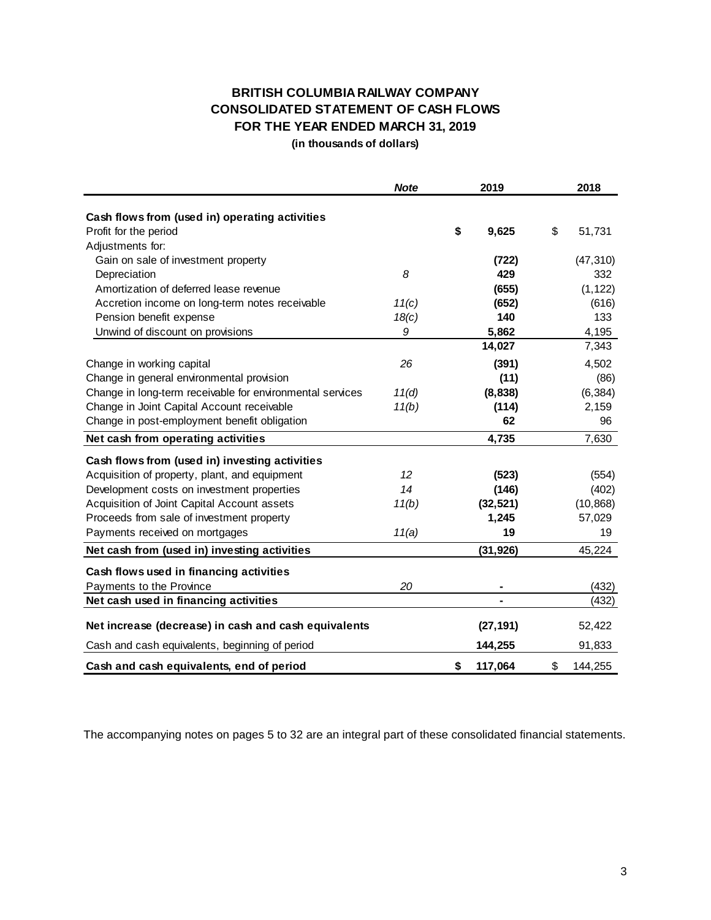# BRITISH COLUMBIA RAILWAY COMPANY
## CONSOLIDATED STATEMENT OF CASH FLOWS
## FOR THE YEAR ENDED MARCH 31, 2019
**(in thousands of dollars)**

| | *Note* | 2019 | 2018 |
|---|---|---|---|
| **Cash flows from (used in) operating activities** | | | |
| Profit for the period | | **$ 9,625** | $ 51,731 |
| Adjustments for: | | | |
| Gain on sale of investment property | | **(722)** | (47,310) |
| Depreciation | *8* | **429** | 332 |
| Amortization of deferred lease revenue | | **(655)** | (1,122) |
| Accretion income on long-term notes receivable | *11(c)* | **(652)** | (616) |
| Pension benefit expense | *18(c)* | **140** | 133 |
| Unwind of discount on provisions | *9* | **5,862** | 4,195 |
| | | **14,027** | 7,343 |
| Change in working capital | *26* | **(391)** | 4,502 |
| Change in general environmental provision | | **(11)** | (86) |
| Change in long-term receivable for environmental services | *11(d)* | **(8,838)** | (6,384) |
| Change in Joint Capital Account receivable | *11(b)* | **(114)** | 2,159 |
| Change in post-employment benefit obligation | | **62** | 96 |
| **Net cash from operating activities** | | **4,735** | 7,630 |
| **Cash flows from (used in) investing activities** | | | |
| Acquisition of property, plant, and equipment | *12* | **(523)** | (554) |
| Development costs on investment properties | *14* | **(146)** | (402) |
| Acquisition of Joint Capital Account assets | *11(b)* | **(32,521)** | (10,868) |
| Proceeds from sale of investment property | | **1,245** | 57,029 |
| Payments received on mortgages | *11(a)* | **19** | 19 |
| **Net cash from (used in) investing activities** | | **(31,926)** | 45,224 |
| **Cash flows used in financing activities** | | | |
| Payments to the Province | *20* | **-** | (432) |
| **Net cash used in financing activities** | | **-** | (432) |
| **Net increase (decrease) in cash and cash equivalents** | | **(27,191)** | 52,422 |
| Cash and cash equivalents, beginning of period | | **144,255** | 91,833 |
| **Cash and cash equivalents, end of period** | | **$ 117,064** | $ 144,255 |

The accompanying notes on pages 5 to 32 are an integral part of these consolidated financial statements.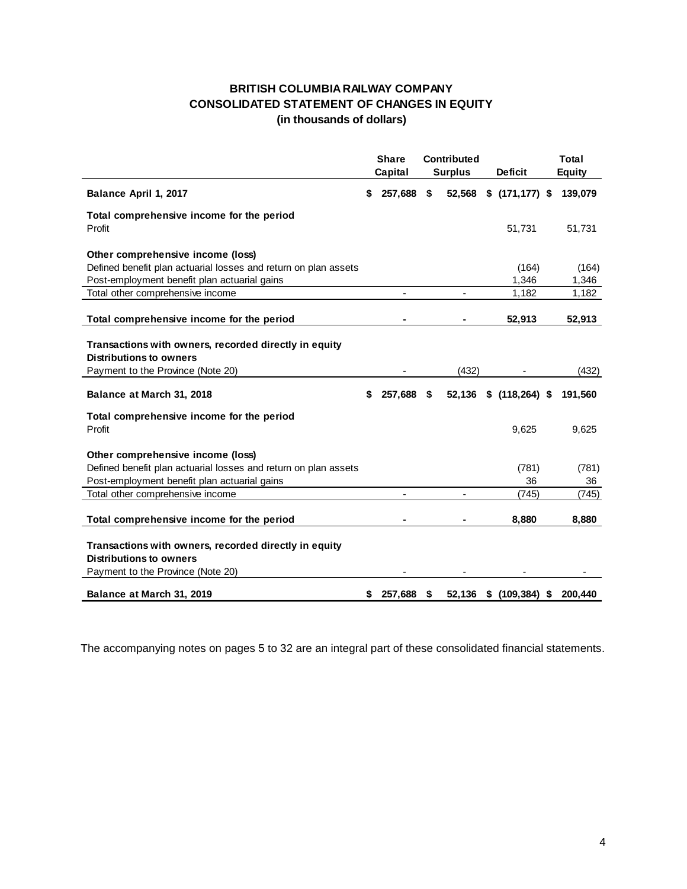# BRITISH COLUMBIA RAILWAY COMPANY
## CONSOLIDATED STATEMENT OF CHANGES IN EQUITY
### (in thousands of dollars)

| | Share Capital | Contributed Surplus | Deficit | Total Equity |
|---|---|---|---|---|
| **Balance April 1, 2017** | **$ 257,688** | **$ 52,568** | **$ (171,177)** | **$ 139,079** |
| **Total comprehensive income for the period** | | | | |
| Profit | | | 51,731 | 51,731 |
| **Other comprehensive income (loss)** | | | | |
| Defined benefit plan actuarial losses and return on plan assets | | | (164) | (164) |
| Post-employment benefit plan actuarial gains | | | 1,346 | 1,346 |
| Total other comprehensive income | - | - | 1,182 | 1,182 |
| **Total comprehensive income for the period** | **-** | **-** | **52,913** | **52,913** |
| **Transactions with owners, recorded directly in equity** | | | | |
| **Distributions to owners** | | | | |
| Payment to the Province (Note 20) | - | (432) | - | (432) |
| **Balance at March 31, 2018** | **$ 257,688** | **$ 52,136** | **$ (118,264)** | **$ 191,560** |
| **Total comprehensive income for the period** | | | | |
| Profit | | | 9,625 | 9,625 |
| **Other comprehensive income (loss)** | | | | |
| Defined benefit plan actuarial losses and return on plan assets | | | (781) | (781) |
| Post-employment benefit plan actuarial gains | | | 36 | 36 |
| Total other comprehensive income | - | - | (745) | (745) |
| **Total comprehensive income for the period** | **-** | **-** | **8,880** | **8,880** |
| **Transactions with owners, recorded directly in equity** | | | | |
| **Distributions to owners** | | | | |
| Payment to the Province (Note 20) | - | - | - | - |
| **Balance at March 31, 2019** | **$ 257,688** | **$ 52,136** | **$ (109,384)** | **$ 200,440** |

The accompanying notes on pages 5 to 32 are an integral part of these consolidated financial statements.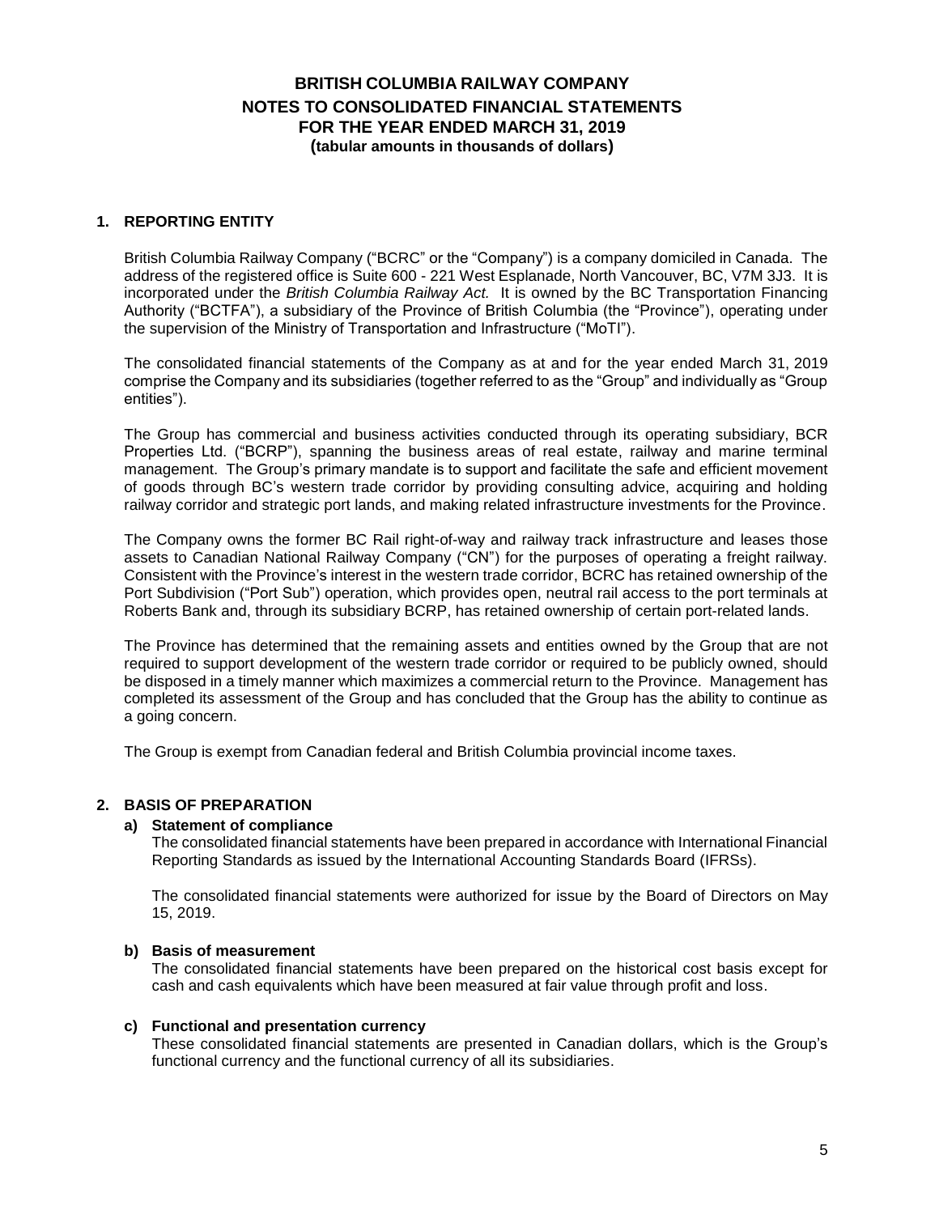# BRITISH COLUMBIA RAILWAY COMPANY
# NOTES TO CONSOLIDATED FINANCIAL STATEMENTS
# FOR THE YEAR ENDED MARCH 31, 2019
**(tabular amounts in thousands of dollars)**

## 1. REPORTING ENTITY

British Columbia Railway Company ("BCRC" or the "Company") is a company domiciled in Canada. The address of the registered office is Suite 600 - 221 West Esplanade, North Vancouver, BC, V7M 3J3. It is incorporated under the *British Columbia Railway Act.* It is owned by the BC Transportation Financing Authority ("BCTFA"), a subsidiary of the Province of British Columbia (the "Province"), operating under the supervision of the Ministry of Transportation and Infrastructure ("MoTI").

The consolidated financial statements of the Company as at and for the year ended March 31, 2019 comprise the Company and its subsidiaries (together referred to as the "Group" and individually as "Group entities").

The Group has commercial and business activities conducted through its operating subsidiary, BCR Properties Ltd. ("BCRP"), spanning the business areas of real estate, railway and marine terminal management. The Group's primary mandate is to support and facilitate the safe and efficient movement of goods through BC's western trade corridor by providing consulting advice, acquiring and holding railway corridor and strategic port lands, and making related infrastructure investments for the Province.

The Company owns the former BC Rail right-of-way and railway track infrastructure and leases those assets to Canadian National Railway Company ("CN") for the purposes of operating a freight railway. Consistent with the Province's interest in the western trade corridor, BCRC has retained ownership of the Port Subdivision ("Port Sub") operation, which provides open, neutral rail access to the port terminals at Roberts Bank and, through its subsidiary BCRP, has retained ownership of certain port-related lands.

The Province has determined that the remaining assets and entities owned by the Group that are not required to support development of the western trade corridor or required to be publicly owned, should be disposed in a timely manner which maximizes a commercial return to the Province. Management has completed its assessment of the Group and has concluded that the Group has the ability to continue as a going concern.

The Group is exempt from Canadian federal and British Columbia provincial income taxes.

## 2. BASIS OF PREPARATION

### a) Statement of compliance

The consolidated financial statements have been prepared in accordance with International Financial Reporting Standards as issued by the International Accounting Standards Board (IFRSs).

The consolidated financial statements were authorized for issue by the Board of Directors on May 15, 2019.

### b) Basis of measurement

The consolidated financial statements have been prepared on the historical cost basis except for cash and cash equivalents which have been measured at fair value through profit and loss.

### c) Functional and presentation currency

These consolidated financial statements are presented in Canadian dollars, which is the Group's functional currency and the functional currency of all its subsidiaries.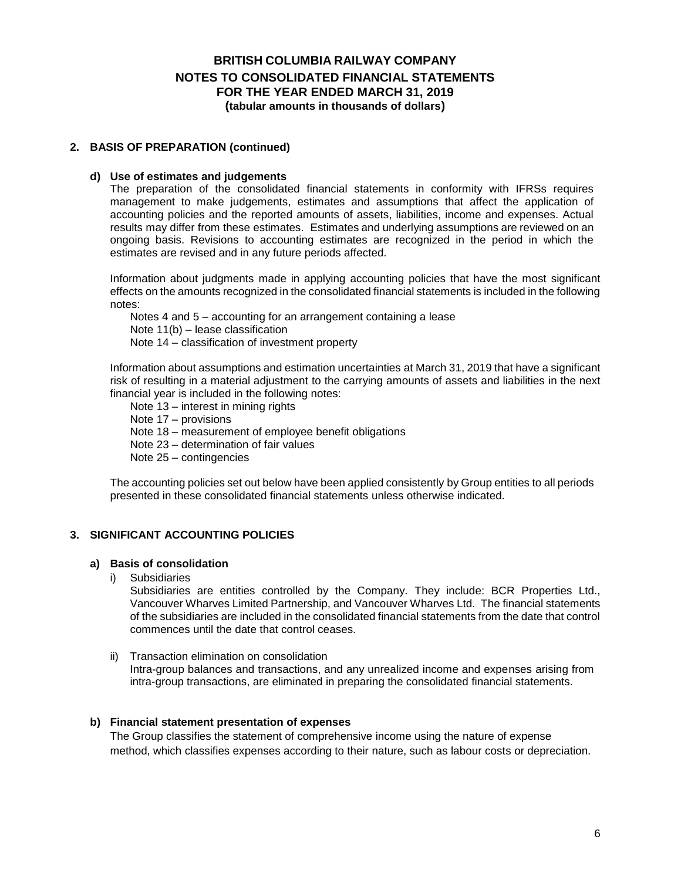## 2. BASIS OF PREPARATION (continued)

### d) Use of estimates and judgements

The preparation of the consolidated financial statements in conformity with IFRSs requires management to make judgements, estimates and assumptions that affect the application of accounting policies and the reported amounts of assets, liabilities, income and expenses. Actual results may differ from these estimates. Estimates and underlying assumptions are reviewed on an ongoing basis. Revisions to accounting estimates are recognized in the period in which the estimates are revised and in any future periods affected.

Information about judgments made in applying accounting policies that have the most significant effects on the amounts recognized in the consolidated financial statements is included in the following notes:

Notes 4 and 5 – accounting for an arrangement containing a lease
Note 11(b) – lease classification
Note 14 – classification of investment property

Information about assumptions and estimation uncertainties at March 31, 2019 that have a significant risk of resulting in a material adjustment to the carrying amounts of assets and liabilities in the next financial year is included in the following notes:

Note 13 – interest in mining rights
Note 17 – provisions
Note 18 – measurement of employee benefit obligations
Note 23 – determination of fair values
Note 25 – contingencies

The accounting policies set out below have been applied consistently by Group entities to all periods presented in these consolidated financial statements unless otherwise indicated.

## 3. SIGNIFICANT ACCOUNTING POLICIES

### a) Basis of consolidation

i) Subsidiaries

Subsidiaries are entities controlled by the Company. They include: BCR Properties Ltd., Vancouver Wharves Limited Partnership, and Vancouver Wharves Ltd. The financial statements of the subsidiaries are included in the consolidated financial statements from the date that control commences until the date that control ceases.

ii) Transaction elimination on consolidation

Intra-group balances and transactions, and any unrealized income and expenses arising from intra-group transactions, are eliminated in preparing the consolidated financial statements.

### b) Financial statement presentation of expenses

The Group classifies the statement of comprehensive income using the nature of expense method, which classifies expenses according to their nature, such as labour costs or depreciation.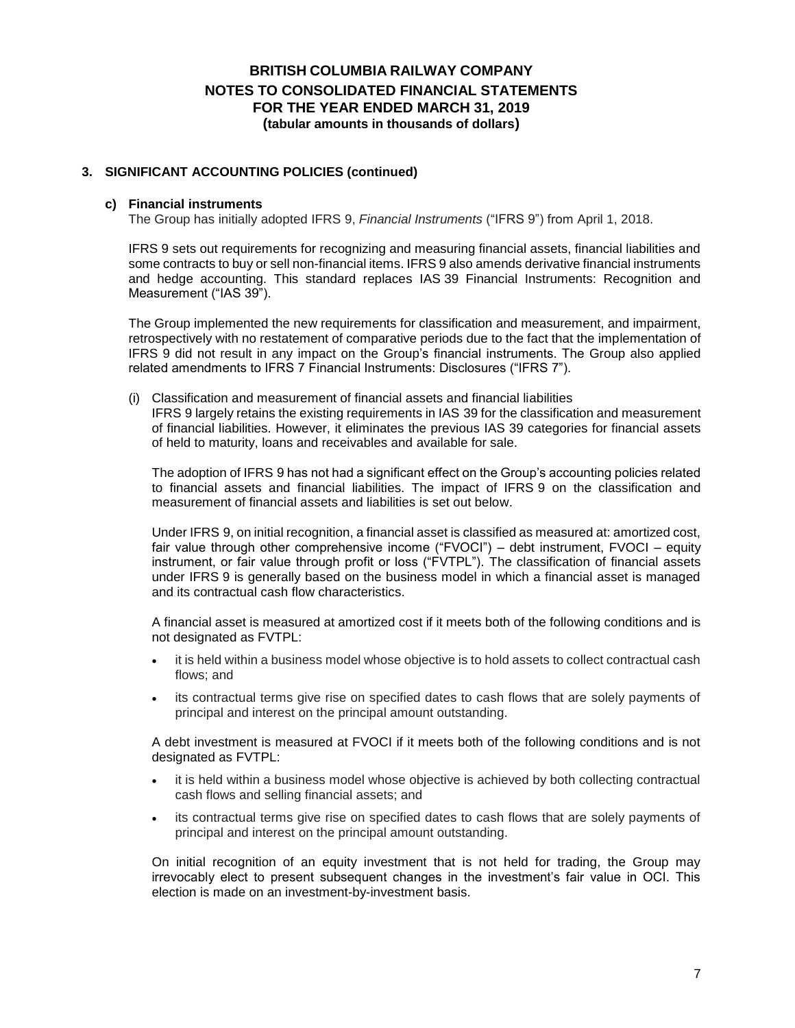# BRITISH COLUMBIA RAILWAY COMPANY
## NOTES TO CONSOLIDATED FINANCIAL STATEMENTS
## FOR THE YEAR ENDED MARCH 31, 2019
**(tabular amounts in thousands of dollars)**

## 3. SIGNIFICANT ACCOUNTING POLICIES (continued)

### c) Financial instruments

The Group has initially adopted IFRS 9, *Financial Instruments* ("IFRS 9") from April 1, 2018.

IFRS 9 sets out requirements for recognizing and measuring financial assets, financial liabilities and some contracts to buy or sell non-financial items. IFRS 9 also amends derivative financial instruments and hedge accounting. This standard replaces IAS 39 Financial Instruments: Recognition and Measurement ("IAS 39").

The Group implemented the new requirements for classification and measurement, and impairment, retrospectively with no restatement of comparative periods due to the fact that the implementation of IFRS 9 did not result in any impact on the Group's financial instruments. The Group also applied related amendments to IFRS 7 Financial Instruments: Disclosures ("IFRS 7").

(i) Classification and measurement of financial assets and financial liabilities

IFRS 9 largely retains the existing requirements in IAS 39 for the classification and measurement of financial liabilities. However, it eliminates the previous IAS 39 categories for financial assets of held to maturity, loans and receivables and available for sale.

The adoption of IFRS 9 has not had a significant effect on the Group's accounting policies related to financial assets and financial liabilities. The impact of IFRS 9 on the classification and measurement of financial assets and liabilities is set out below.

Under IFRS 9, on initial recognition, a financial asset is classified as measured at: amortized cost, fair value through other comprehensive income ("FVOCI") – debt instrument, FVOCI – equity instrument, or fair value through profit or loss ("FVTPL"). The classification of financial assets under IFRS 9 is generally based on the business model in which a financial asset is managed and its contractual cash flow characteristics.

A financial asset is measured at amortized cost if it meets both of the following conditions and is not designated as FVTPL:

- it is held within a business model whose objective is to hold assets to collect contractual cash flows; and
- its contractual terms give rise on specified dates to cash flows that are solely payments of principal and interest on the principal amount outstanding.

A debt investment is measured at FVOCI if it meets both of the following conditions and is not designated as FVTPL:

- it is held within a business model whose objective is achieved by both collecting contractual cash flows and selling financial assets; and
- its contractual terms give rise on specified dates to cash flows that are solely payments of principal and interest on the principal amount outstanding.

On initial recognition of an equity investment that is not held for trading, the Group may irrevocably elect to present subsequent changes in the investment's fair value in OCI. This election is made on an investment-by-investment basis.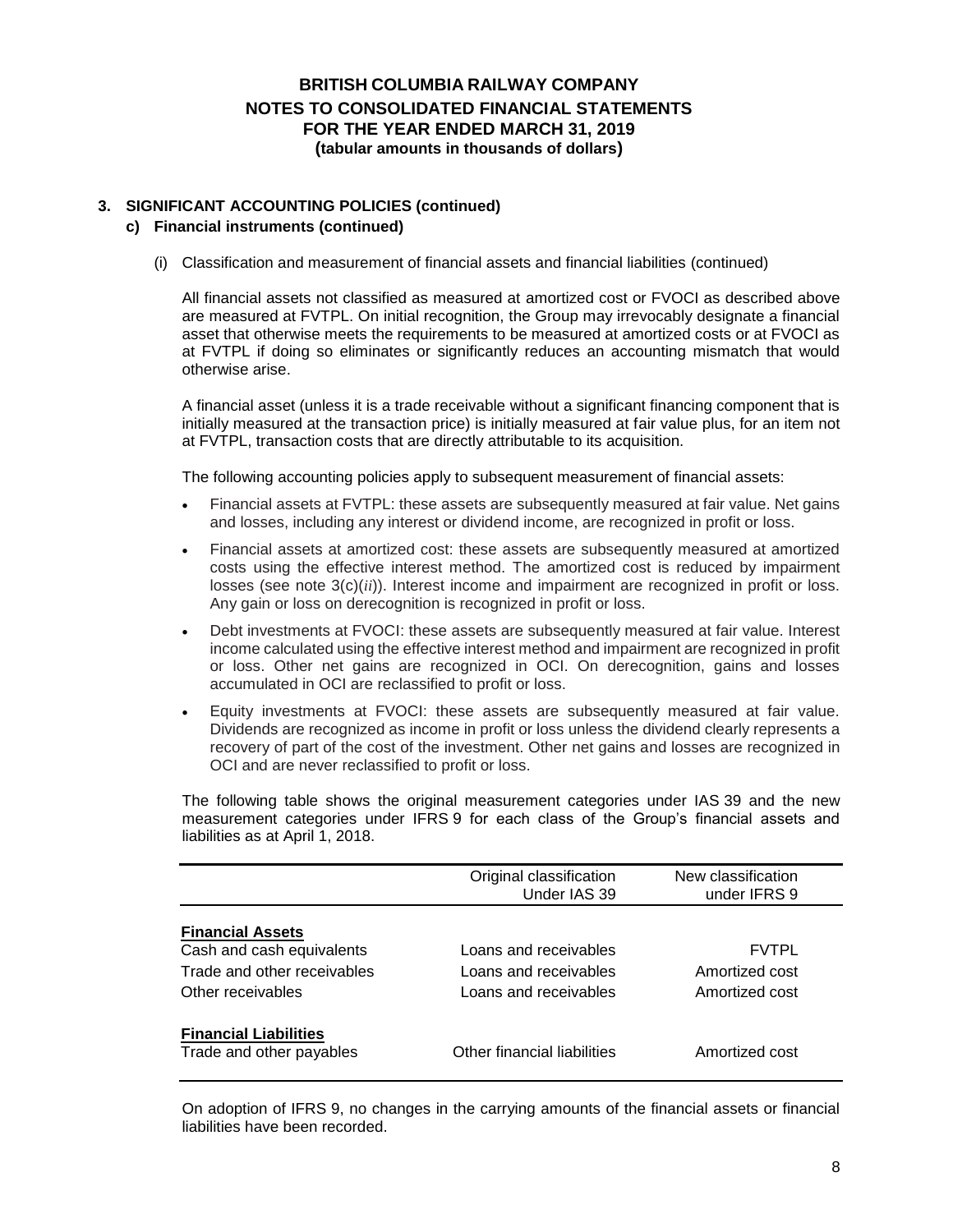### 3. SIGNIFICANT ACCOUNTING POLICIES (continued)

#### c) Financial instruments (continued)

(i) Classification and measurement of financial assets and financial liabilities (continued)

All financial assets not classified as measured at amortized cost or FVOCI as described above are measured at FVTPL. On initial recognition, the Group may irrevocably designate a financial asset that otherwise meets the requirements to be measured at amortized costs or at FVOCI as at FVTPL if doing so eliminates or significantly reduces an accounting mismatch that would otherwise arise.

A financial asset (unless it is a trade receivable without a significant financing component that is initially measured at the transaction price) is initially measured at fair value plus, for an item not at FVTPL, transaction costs that are directly attributable to its acquisition.

The following accounting policies apply to subsequent measurement of financial assets:

- Financial assets at FVTPL: these assets are subsequently measured at fair value. Net gains and losses, including any interest or dividend income, are recognized in profit or loss.
- Financial assets at amortized cost: these assets are subsequently measured at amortized costs using the effective interest method. The amortized cost is reduced by impairment losses (see note 3(c)(*ii*)). Interest income and impairment are recognized in profit or loss. Any gain or loss on derecognition is recognized in profit or loss.
- Debt investments at FVOCI: these assets are subsequently measured at fair value. Interest income calculated using the effective interest method and impairment are recognized in profit or loss. Other net gains are recognized in OCI. On derecognition, gains and losses accumulated in OCI are reclassified to profit or loss.
- Equity investments at FVOCI: these assets are subsequently measured at fair value. Dividends are recognized as income in profit or loss unless the dividend clearly represents a recovery of part of the cost of the investment. Other net gains and losses are recognized in OCI and are never reclassified to profit or loss.

The following table shows the original measurement categories under IAS 39 and the new measurement categories under IFRS 9 for each class of the Group's financial assets and liabilities as at April 1, 2018.

| | Original classification Under IAS 39 | New classification under IFRS 9 |
|---|---|---|
| **Financial Assets** | | |
| Cash and cash equivalents | Loans and receivables | FVTPL |
| Trade and other receivables | Loans and receivables | Amortized cost |
| Other receivables | Loans and receivables | Amortized cost |
| **Financial Liabilities** | | |
| Trade and other payables | Other financial liabilities | Amortized cost |

On adoption of IFRS 9, no changes in the carrying amounts of the financial assets or financial liabilities have been recorded.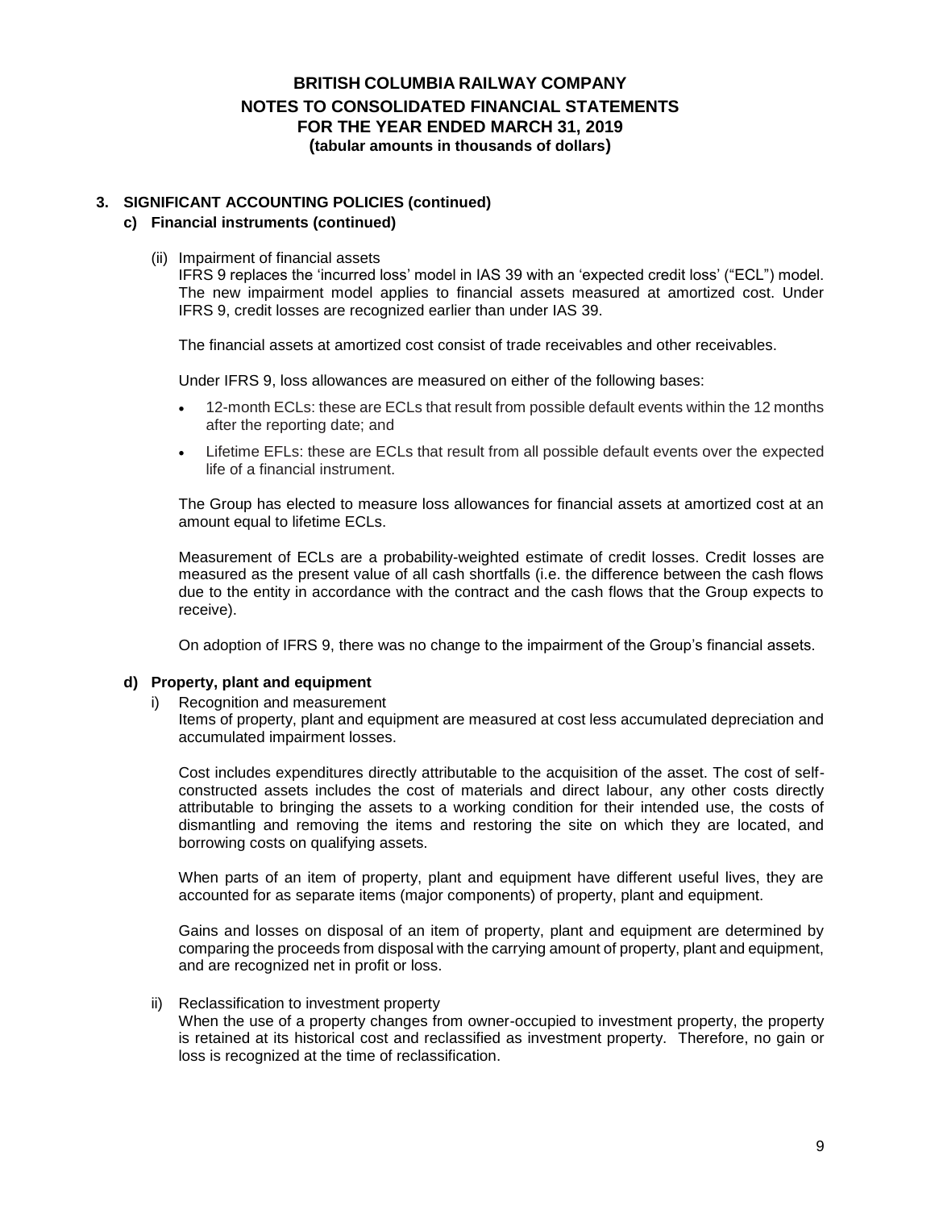# BRITISH COLUMBIA RAILWAY COMPANY
## NOTES TO CONSOLIDATED FINANCIAL STATEMENTS
## FOR THE YEAR ENDED MARCH 31, 2019
**(tabular amounts in thousands of dollars)**

### 3. SIGNIFICANT ACCOUNTING POLICIES (continued)

#### c) Financial instruments (continued)

(ii) Impairment of financial assets

IFRS 9 replaces the 'incurred loss' model in IAS 39 with an 'expected credit loss' ("ECL") model. The new impairment model applies to financial assets measured at amortized cost. Under IFRS 9, credit losses are recognized earlier than under IAS 39.

The financial assets at amortized cost consist of trade receivables and other receivables.

Under IFRS 9, loss allowances are measured on either of the following bases:

- 12-month ECLs: these are ECLs that result from possible default events within the 12 months after the reporting date; and
- Lifetime EFLs: these are ECLs that result from all possible default events over the expected life of a financial instrument.

The Group has elected to measure loss allowances for financial assets at amortized cost at an amount equal to lifetime ECLs.

Measurement of ECLs are a probability-weighted estimate of credit losses. Credit losses are measured as the present value of all cash shortfalls (i.e. the difference between the cash flows due to the entity in accordance with the contract and the cash flows that the Group expects to receive).

On adoption of IFRS 9, there was no change to the impairment of the Group's financial assets.

#### d) Property, plant and equipment

i) Recognition and measurement

Items of property, plant and equipment are measured at cost less accumulated depreciation and accumulated impairment losses.

Cost includes expenditures directly attributable to the acquisition of the asset. The cost of self-constructed assets includes the cost of materials and direct labour, any other costs directly attributable to bringing the assets to a working condition for their intended use, the costs of dismantling and removing the items and restoring the site on which they are located, and borrowing costs on qualifying assets.

When parts of an item of property, plant and equipment have different useful lives, they are accounted for as separate items (major components) of property, plant and equipment.

Gains and losses on disposal of an item of property, plant and equipment are determined by comparing the proceeds from disposal with the carrying amount of property, plant and equipment, and are recognized net in profit or loss.

ii) Reclassification to investment property

When the use of a property changes from owner-occupied to investment property, the property is retained at its historical cost and reclassified as investment property. Therefore, no gain or loss is recognized at the time of reclassification.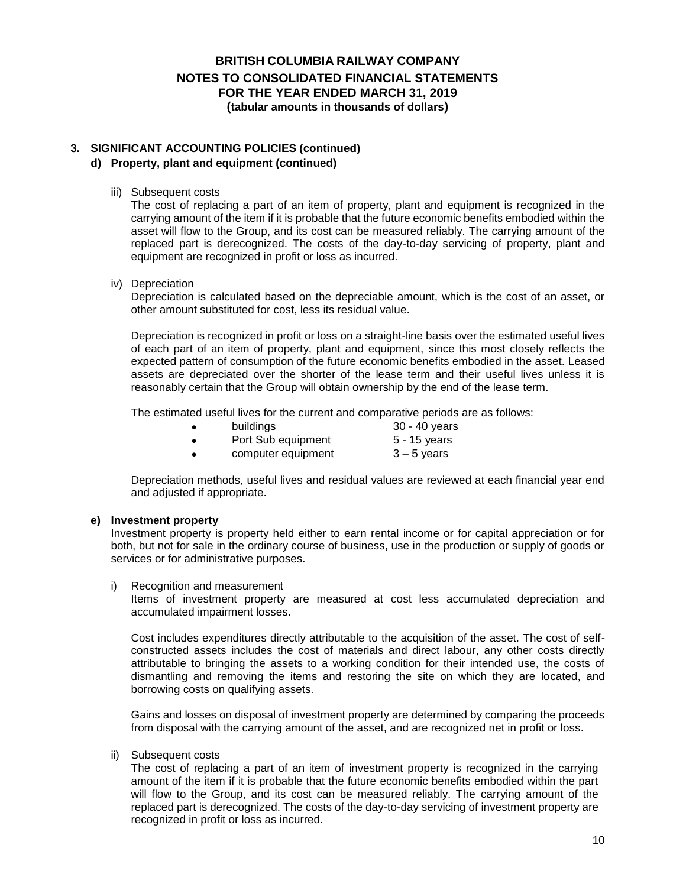### 3. SIGNIFICANT ACCOUNTING POLICIES (continued)

#### d) Property, plant and equipment (continued)

iii) Subsequent costs

The cost of replacing a part of an item of property, plant and equipment is recognized in the carrying amount of the item if it is probable that the future economic benefits embodied within the asset will flow to the Group, and its cost can be measured reliably. The carrying amount of the replaced part is derecognized. The costs of the day-to-day servicing of property, plant and equipment are recognized in profit or loss as incurred.

iv) Depreciation

Depreciation is calculated based on the depreciable amount, which is the cost of an asset, or other amount substituted for cost, less its residual value.

Depreciation is recognized in profit or loss on a straight-line basis over the estimated useful lives of each part of an item of property, plant and equipment, since this most closely reflects the expected pattern of consumption of the future economic benefits embodied in the asset. Leased assets are depreciated over the shorter of the lease term and their useful lives unless it is reasonably certain that the Group will obtain ownership by the end of the lease term.

The estimated useful lives for the current and comparative periods are as follows:

- buildings 30 - 40 years
- Port Sub equipment 5 - 15 years
- computer equipment 3 – 5 years

Depreciation methods, useful lives and residual values are reviewed at each financial year end and adjusted if appropriate.

#### e) Investment property

Investment property is property held either to earn rental income or for capital appreciation or for both, but not for sale in the ordinary course of business, use in the production or supply of goods or services or for administrative purposes.

i) Recognition and measurement

Items of investment property are measured at cost less accumulated depreciation and accumulated impairment losses.

Cost includes expenditures directly attributable to the acquisition of the asset. The cost of self-constructed assets includes the cost of materials and direct labour, any other costs directly attributable to bringing the assets to a working condition for their intended use, the costs of dismantling and removing the items and restoring the site on which they are located, and borrowing costs on qualifying assets.

Gains and losses on disposal of investment property are determined by comparing the proceeds from disposal with the carrying amount of the asset, and are recognized net in profit or loss.

ii) Subsequent costs

The cost of replacing a part of an item of investment property is recognized in the carrying amount of the item if it is probable that the future economic benefits embodied within the part will flow to the Group, and its cost can be measured reliably. The carrying amount of the replaced part is derecognized. The costs of the day-to-day servicing of investment property are recognized in profit or loss as incurred.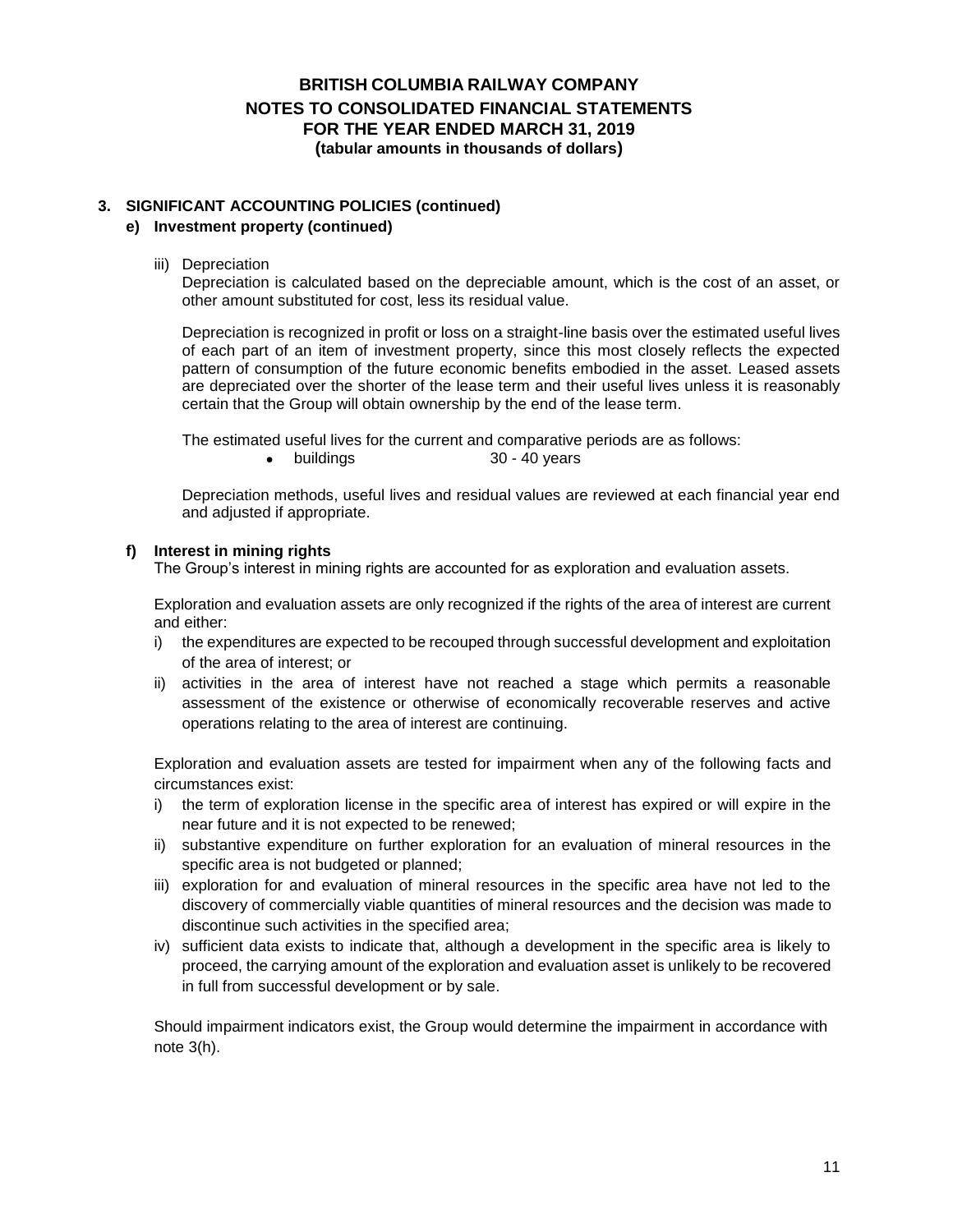## 3. SIGNIFICANT ACCOUNTING POLICIES (continued)

### e) Investment property (continued)

iii) Depreciation

Depreciation is calculated based on the depreciable amount, which is the cost of an asset, or other amount substituted for cost, less its residual value.

Depreciation is recognized in profit or loss on a straight-line basis over the estimated useful lives of each part of an item of investment property, since this most closely reflects the expected pattern of consumption of the future economic benefits embodied in the asset. Leased assets are depreciated over the shorter of the lease term and their useful lives unless it is reasonably certain that the Group will obtain ownership by the end of the lease term.

The estimated useful lives for the current and comparative periods are as follows:

- buildings 30 - 40 years

Depreciation methods, useful lives and residual values are reviewed at each financial year end and adjusted if appropriate.

### f) Interest in mining rights

The Group's interest in mining rights are accounted for as exploration and evaluation assets.

Exploration and evaluation assets are only recognized if the rights of the area of interest are current and either:

i) the expenditures are expected to be recouped through successful development and exploitation of the area of interest; or
ii) activities in the area of interest have not reached a stage which permits a reasonable assessment of the existence or otherwise of economically recoverable reserves and active operations relating to the area of interest are continuing.

Exploration and evaluation assets are tested for impairment when any of the following facts and circumstances exist:

i) the term of exploration license in the specific area of interest has expired or will expire in the near future and it is not expected to be renewed;
ii) substantive expenditure on further exploration for an evaluation of mineral resources in the specific area is not budgeted or planned;
iii) exploration for and evaluation of mineral resources in the specific area have not led to the discovery of commercially viable quantities of mineral resources and the decision was made to discontinue such activities in the specified area;
iv) sufficient data exists to indicate that, although a development in the specific area is likely to proceed, the carrying amount of the exploration and evaluation asset is unlikely to be recovered in full from successful development or by sale.

Should impairment indicators exist, the Group would determine the impairment in accordance with note 3(h).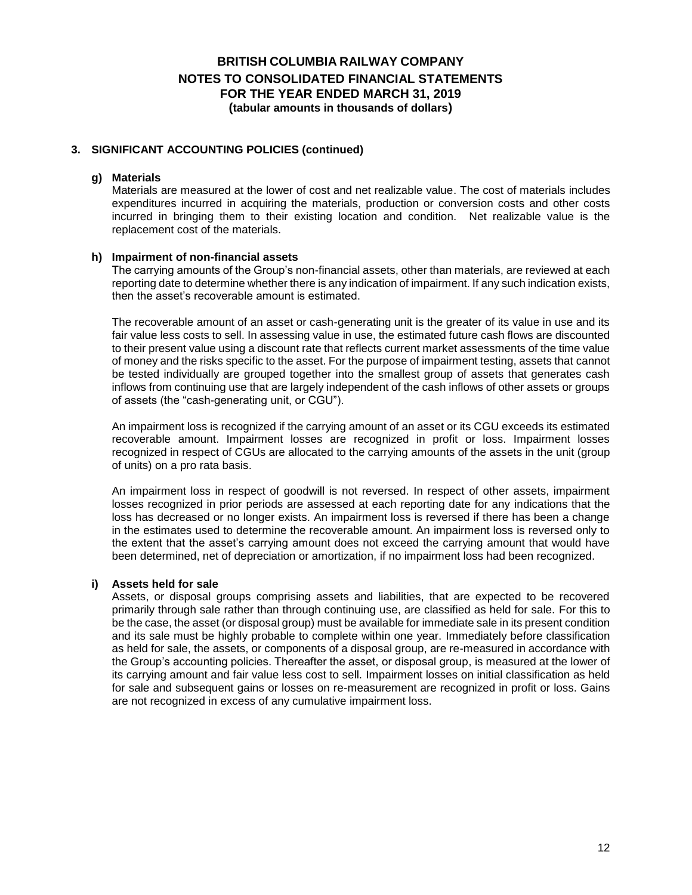## 3. SIGNIFICANT ACCOUNTING POLICIES (continued)

### g) Materials

Materials are measured at the lower of cost and net realizable value. The cost of materials includes expenditures incurred in acquiring the materials, production or conversion costs and other costs incurred in bringing them to their existing location and condition. Net realizable value is the replacement cost of the materials.

### h) Impairment of non-financial assets

The carrying amounts of the Group's non-financial assets, other than materials, are reviewed at each reporting date to determine whether there is any indication of impairment. If any such indication exists, then the asset's recoverable amount is estimated.

The recoverable amount of an asset or cash-generating unit is the greater of its value in use and its fair value less costs to sell. In assessing value in use, the estimated future cash flows are discounted to their present value using a discount rate that reflects current market assessments of the time value of money and the risks specific to the asset. For the purpose of impairment testing, assets that cannot be tested individually are grouped together into the smallest group of assets that generates cash inflows from continuing use that are largely independent of the cash inflows of other assets or groups of assets (the "cash-generating unit, or CGU").

An impairment loss is recognized if the carrying amount of an asset or its CGU exceeds its estimated recoverable amount. Impairment losses are recognized in profit or loss. Impairment losses recognized in respect of CGUs are allocated to the carrying amounts of the assets in the unit (group of units) on a pro rata basis.

An impairment loss in respect of goodwill is not reversed. In respect of other assets, impairment losses recognized in prior periods are assessed at each reporting date for any indications that the loss has decreased or no longer exists. An impairment loss is reversed if there has been a change in the estimates used to determine the recoverable amount. An impairment loss is reversed only to the extent that the asset's carrying amount does not exceed the carrying amount that would have been determined, net of depreciation or amortization, if no impairment loss had been recognized.

### i) Assets held for sale

Assets, or disposal groups comprising assets and liabilities, that are expected to be recovered primarily through sale rather than through continuing use, are classified as held for sale. For this to be the case, the asset (or disposal group) must be available for immediate sale in its present condition and its sale must be highly probable to complete within one year. Immediately before classification as held for sale, the assets, or components of a disposal group, are re-measured in accordance with the Group's accounting policies. Thereafter the asset, or disposal group, is measured at the lower of its carrying amount and fair value less cost to sell. Impairment losses on initial classification as held for sale and subsequent gains or losses on re-measurement are recognized in profit or loss. Gains are not recognized in excess of any cumulative impairment loss.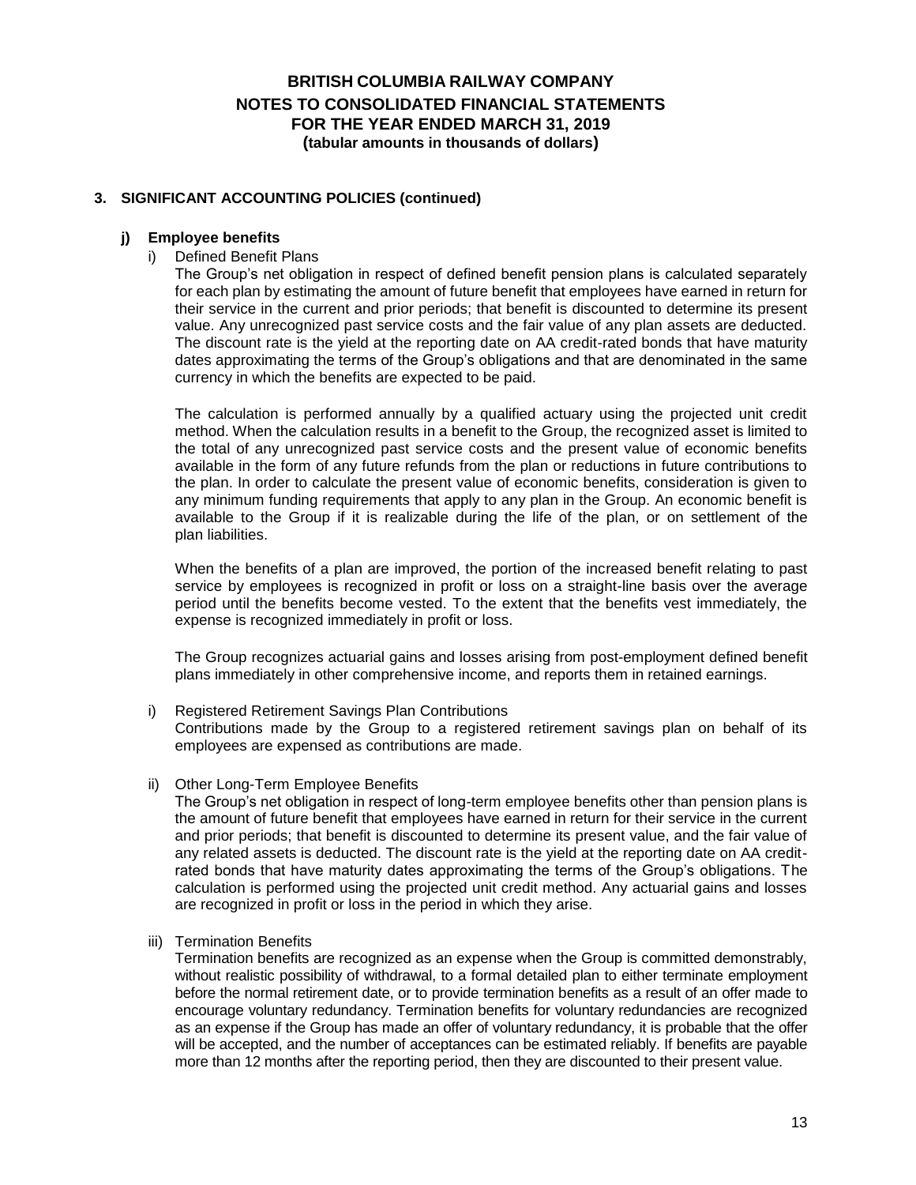## 3. SIGNIFICANT ACCOUNTING POLICIES (continued)

### j) Employee benefits

i) Defined Benefit Plans

The Group's net obligation in respect of defined benefit pension plans is calculated separately for each plan by estimating the amount of future benefit that employees have earned in return for their service in the current and prior periods; that benefit is discounted to determine its present value. Any unrecognized past service costs and the fair value of any plan assets are deducted. The discount rate is the yield at the reporting date on AA credit-rated bonds that have maturity dates approximating the terms of the Group's obligations and that are denominated in the same currency in which the benefits are expected to be paid.

The calculation is performed annually by a qualified actuary using the projected unit credit method. When the calculation results in a benefit to the Group, the recognized asset is limited to the total of any unrecognized past service costs and the present value of economic benefits available in the form of any future refunds from the plan or reductions in future contributions to the plan. In order to calculate the present value of economic benefits, consideration is given to any minimum funding requirements that apply to any plan in the Group. An economic benefit is available to the Group if it is realizable during the life of the plan, or on settlement of the plan liabilities.

When the benefits of a plan are improved, the portion of the increased benefit relating to past service by employees is recognized in profit or loss on a straight-line basis over the average period until the benefits become vested. To the extent that the benefits vest immediately, the expense is recognized immediately in profit or loss.

The Group recognizes actuarial gains and losses arising from post-employment defined benefit plans immediately in other comprehensive income, and reports them in retained earnings.

i) Registered Retirement Savings Plan Contributions

Contributions made by the Group to a registered retirement savings plan on behalf of its employees are expensed as contributions are made.

ii) Other Long-Term Employee Benefits

The Group's net obligation in respect of long-term employee benefits other than pension plans is the amount of future benefit that employees have earned in return for their service in the current and prior periods; that benefit is discounted to determine its present value, and the fair value of any related assets is deducted. The discount rate is the yield at the reporting date on AA credit-rated bonds that have maturity dates approximating the terms of the Group's obligations. The calculation is performed using the projected unit credit method. Any actuarial gains and losses are recognized in profit or loss in the period in which they arise.

iii) Termination Benefits

Termination benefits are recognized as an expense when the Group is committed demonstrably, without realistic possibility of withdrawal, to a formal detailed plan to either terminate employment before the normal retirement date, or to provide termination benefits as a result of an offer made to encourage voluntary redundancy. Termination benefits for voluntary redundancies are recognized as an expense if the Group has made an offer of voluntary redundancy, it is probable that the offer will be accepted, and the number of acceptances can be estimated reliably. If benefits are payable more than 12 months after the reporting period, then they are discounted to their present value.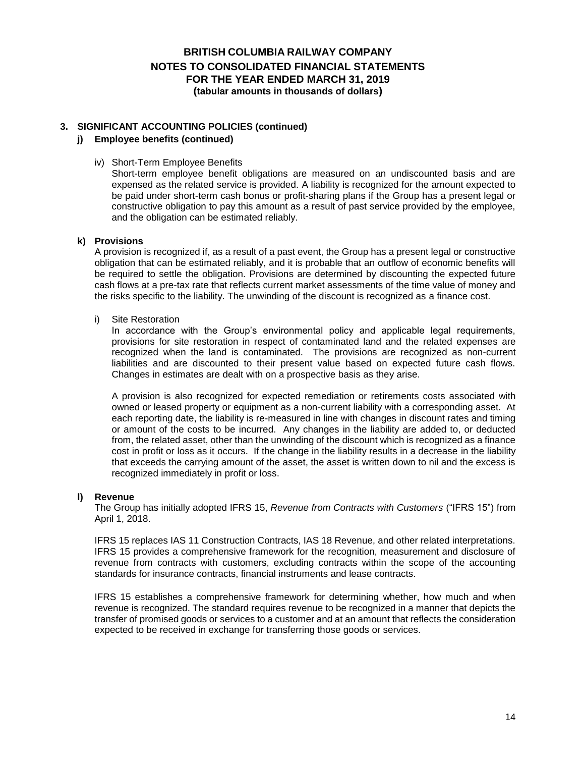## 3. SIGNIFICANT ACCOUNTING POLICIES (continued)

### j) Employee benefits (continued)

iv) Short-Term Employee Benefits

Short-term employee benefit obligations are measured on an undiscounted basis and are expensed as the related service is provided. A liability is recognized for the amount expected to be paid under short-term cash bonus or profit-sharing plans if the Group has a present legal or constructive obligation to pay this amount as a result of past service provided by the employee, and the obligation can be estimated reliably.

### k) Provisions

A provision is recognized if, as a result of a past event, the Group has a present legal or constructive obligation that can be estimated reliably, and it is probable that an outflow of economic benefits will be required to settle the obligation. Provisions are determined by discounting the expected future cash flows at a pre-tax rate that reflects current market assessments of the time value of money and the risks specific to the liability. The unwinding of the discount is recognized as a finance cost.

i) Site Restoration

In accordance with the Group's environmental policy and applicable legal requirements, provisions for site restoration in respect of contaminated land and the related expenses are recognized when the land is contaminated. The provisions are recognized as non-current liabilities and are discounted to their present value based on expected future cash flows. Changes in estimates are dealt with on a prospective basis as they arise.

A provision is also recognized for expected remediation or retirements costs associated with owned or leased property or equipment as a non-current liability with a corresponding asset. At each reporting date, the liability is re-measured in line with changes in discount rates and timing or amount of the costs to be incurred. Any changes in the liability are added to, or deducted from, the related asset, other than the unwinding of the discount which is recognized as a finance cost in profit or loss as it occurs. If the change in the liability results in a decrease in the liability that exceeds the carrying amount of the asset, the asset is written down to nil and the excess is recognized immediately in profit or loss.

### l) Revenue

The Group has initially adopted IFRS 15, *Revenue from Contracts with Customers* ("IFRS 15") from April 1, 2018.

IFRS 15 replaces IAS 11 Construction Contracts, IAS 18 Revenue, and other related interpretations. IFRS 15 provides a comprehensive framework for the recognition, measurement and disclosure of revenue from contracts with customers, excluding contracts within the scope of the accounting standards for insurance contracts, financial instruments and lease contracts.

IFRS 15 establishes a comprehensive framework for determining whether, how much and when revenue is recognized. The standard requires revenue to be recognized in a manner that depicts the transfer of promised goods or services to a customer and at an amount that reflects the consideration expected to be received in exchange for transferring those goods or services.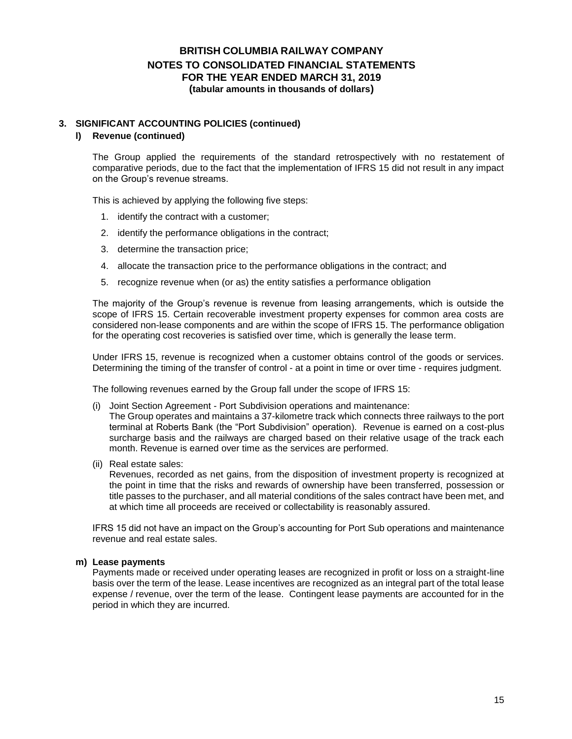## 3. SIGNIFICANT ACCOUNTING POLICIES (continued)

### l) Revenue (continued)

The Group applied the requirements of the standard retrospectively with no restatement of comparative periods, due to the fact that the implementation of IFRS 15 did not result in any impact on the Group's revenue streams.

This is achieved by applying the following five steps:

1. identify the contract with a customer;
2. identify the performance obligations in the contract;
3. determine the transaction price;
4. allocate the transaction price to the performance obligations in the contract; and
5. recognize revenue when (or as) the entity satisfies a performance obligation

The majority of the Group's revenue is revenue from leasing arrangements, which is outside the scope of IFRS 15. Certain recoverable investment property expenses for common area costs are considered non-lease components and are within the scope of IFRS 15. The performance obligation for the operating cost recoveries is satisfied over time, which is generally the lease term.

Under IFRS 15, revenue is recognized when a customer obtains control of the goods or services. Determining the timing of the transfer of control - at a point in time or over time - requires judgment.

The following revenues earned by the Group fall under the scope of IFRS 15:

(i) Joint Section Agreement - Port Subdivision operations and maintenance:
The Group operates and maintains a 37-kilometre track which connects three railways to the port terminal at Roberts Bank (the "Port Subdivision" operation). Revenue is earned on a cost-plus surcharge basis and the railways are charged based on their relative usage of the track each month. Revenue is earned over time as the services are performed.

(ii) Real estate sales:
Revenues, recorded as net gains, from the disposition of investment property is recognized at the point in time that the risks and rewards of ownership have been transferred, possession or title passes to the purchaser, and all material conditions of the sales contract have been met, and at which time all proceeds are received or collectability is reasonably assured.

IFRS 15 did not have an impact on the Group's accounting for Port Sub operations and maintenance revenue and real estate sales.

### m) Lease payments

Payments made or received under operating leases are recognized in profit or loss on a straight-line basis over the term of the lease. Lease incentives are recognized as an integral part of the total lease expense / revenue, over the term of the lease. Contingent lease payments are accounted for in the period in which they are incurred.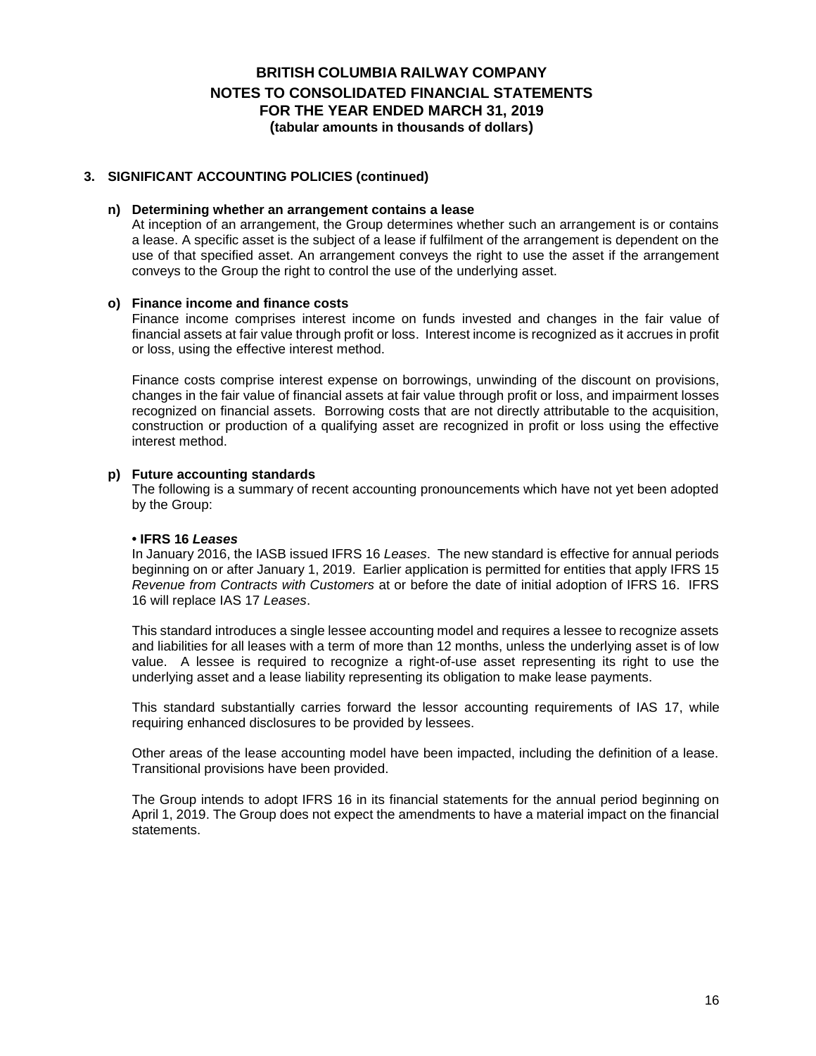**BRITISH COLUMBIA RAILWAY COMPANY**
**NOTES TO CONSOLIDATED FINANCIAL STATEMENTS**
**FOR THE YEAR ENDED MARCH 31, 2019**
**(tabular amounts in thousands of dollars)**

## 3. SIGNIFICANT ACCOUNTING POLICIES (continued)

### n) Determining whether an arrangement contains a lease

At inception of an arrangement, the Group determines whether such an arrangement is or contains a lease. A specific asset is the subject of a lease if fulfilment of the arrangement is dependent on the use of that specified asset. An arrangement conveys the right to use the asset if the arrangement conveys to the Group the right to control the use of the underlying asset.

### o) Finance income and finance costs

Finance income comprises interest income on funds invested and changes in the fair value of financial assets at fair value through profit or loss. Interest income is recognized as it accrues in profit or loss, using the effective interest method.

Finance costs comprise interest expense on borrowings, unwinding of the discount on provisions, changes in the fair value of financial assets at fair value through profit or loss, and impairment losses recognized on financial assets. Borrowing costs that are not directly attributable to the acquisition, construction or production of a qualifying asset are recognized in profit or loss using the effective interest method.

### p) Future accounting standards

The following is a summary of recent accounting pronouncements which have not yet been adopted by the Group:

**• IFRS 16 *Leases***

In January 2016, the IASB issued IFRS 16 *Leases*. The new standard is effective for annual periods beginning on or after January 1, 2019. Earlier application is permitted for entities that apply IFRS 15 *Revenue from Contracts with Customers* at or before the date of initial adoption of IFRS 16. IFRS 16 will replace IAS 17 *Leases*.

This standard introduces a single lessee accounting model and requires a lessee to recognize assets and liabilities for all leases with a term of more than 12 months, unless the underlying asset is of low value. A lessee is required to recognize a right-of-use asset representing its right to use the underlying asset and a lease liability representing its obligation to make lease payments.

This standard substantially carries forward the lessor accounting requirements of IAS 17, while requiring enhanced disclosures to be provided by lessees.

Other areas of the lease accounting model have been impacted, including the definition of a lease. Transitional provisions have been provided.

The Group intends to adopt IFRS 16 in its financial statements for the annual period beginning on April 1, 2019. The Group does not expect the amendments to have a material impact on the financial statements.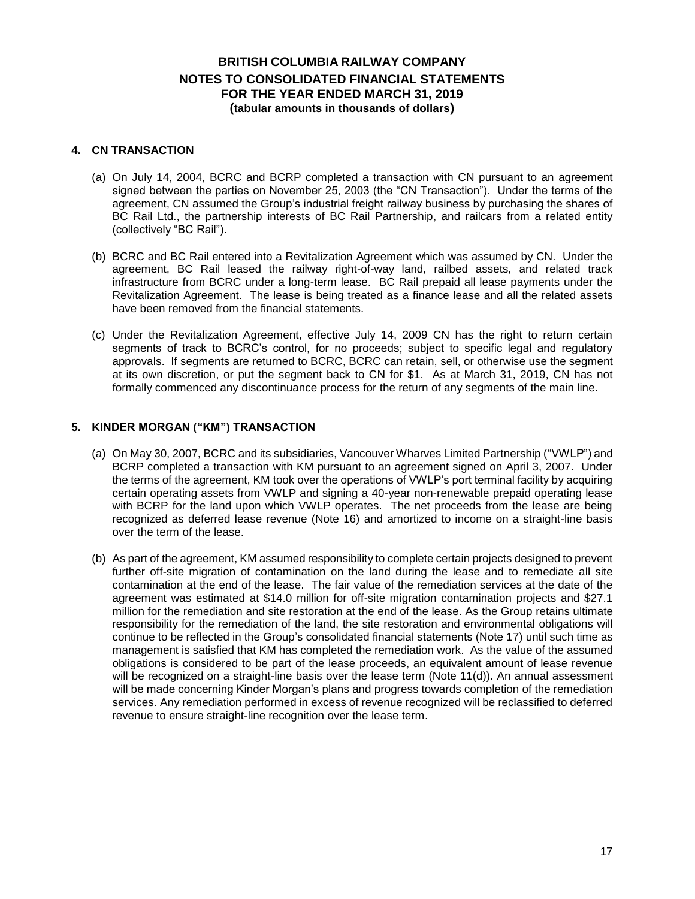## 4. CN TRANSACTION

(a) On July 14, 2004, BCRC and BCRP completed a transaction with CN pursuant to an agreement signed between the parties on November 25, 2003 (the "CN Transaction"). Under the terms of the agreement, CN assumed the Group's industrial freight railway business by purchasing the shares of BC Rail Ltd., the partnership interests of BC Rail Partnership, and railcars from a related entity (collectively "BC Rail").

(b) BCRC and BC Rail entered into a Revitalization Agreement which was assumed by CN. Under the agreement, BC Rail leased the railway right-of-way land, railbed assets, and related track infrastructure from BCRC under a long-term lease. BC Rail prepaid all lease payments under the Revitalization Agreement. The lease is being treated as a finance lease and all the related assets have been removed from the financial statements.

(c) Under the Revitalization Agreement, effective July 14, 2009 CN has the right to return certain segments of track to BCRC's control, for no proceeds; subject to specific legal and regulatory approvals. If segments are returned to BCRC, BCRC can retain, sell, or otherwise use the segment at its own discretion, or put the segment back to CN for $1. As at March 31, 2019, CN has not formally commenced any discontinuance process for the return of any segments of the main line.

## 5. KINDER MORGAN ("KM") TRANSACTION

(a) On May 30, 2007, BCRC and its subsidiaries, Vancouver Wharves Limited Partnership ("VWLP") and BCRP completed a transaction with KM pursuant to an agreement signed on April 3, 2007. Under the terms of the agreement, KM took over the operations of VWLP's port terminal facility by acquiring certain operating assets from VWLP and signing a 40-year non-renewable prepaid operating lease with BCRP for the land upon which VWLP operates. The net proceeds from the lease are being recognized as deferred lease revenue (Note 16) and amortized to income on a straight-line basis over the term of the lease.

(b) As part of the agreement, KM assumed responsibility to complete certain projects designed to prevent further off-site migration of contamination on the land during the lease and to remediate all site contamination at the end of the lease. The fair value of the remediation services at the date of the agreement was estimated at $14.0 million for off-site migration contamination projects and $27.1 million for the remediation and site restoration at the end of the lease. As the Group retains ultimate responsibility for the remediation of the land, the site restoration and environmental obligations will continue to be reflected in the Group's consolidated financial statements (Note 17) until such time as management is satisfied that KM has completed the remediation work. As the value of the assumed obligations is considered to be part of the lease proceeds, an equivalent amount of lease revenue will be recognized on a straight-line basis over the lease term (Note 11(d)). An annual assessment will be made concerning Kinder Morgan's plans and progress towards completion of the remediation services. Any remediation performed in excess of revenue recognized will be reclassified to deferred revenue to ensure straight-line recognition over the lease term.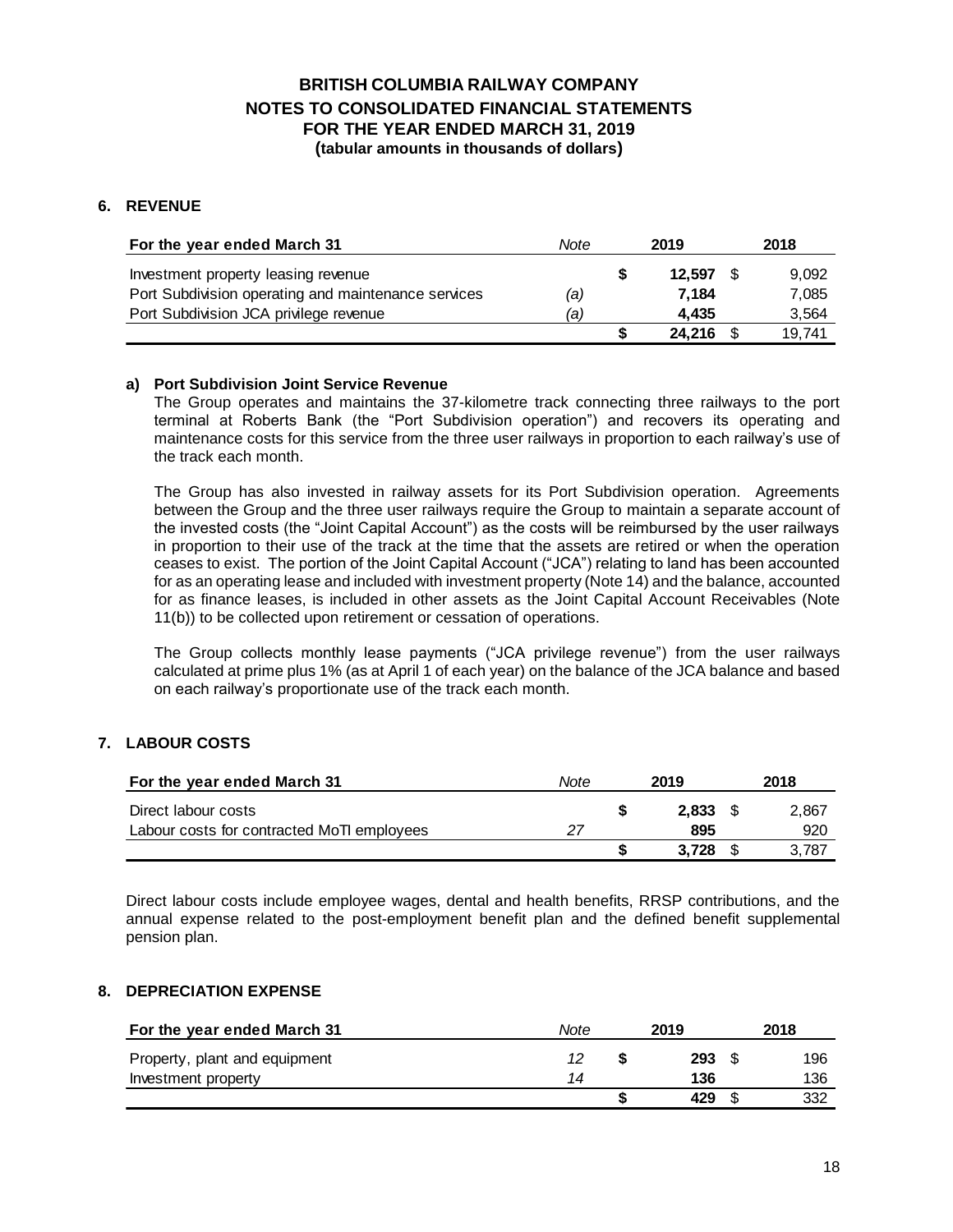**BRITISH COLUMBIA RAILWAY COMPANY**
**NOTES TO CONSOLIDATED FINANCIAL STATEMENTS**
**FOR THE YEAR ENDED MARCH 31, 2019**
**(tabular amounts in thousands of dollars)**

## 6. REVENUE

| For the year ended March 31 | *Note* | 2019 | 2018 |
|---|---|---|---|
| Investment property leasing revenue | | **$ 12,597** | $ 9,092 |
| Port Subdivision operating and maintenance services | *(a)* | **7,184** | 7,085 |
| Port Subdivision JCA privilege revenue | *(a)* | **4,435** | 3,564 |
| | | **$ 24,216** | $ 19,741 |

### a) Port Subdivision Joint Service Revenue

The Group operates and maintains the 37-kilometre track connecting three railways to the port terminal at Roberts Bank (the "Port Subdivision operation") and recovers its operating and maintenance costs for this service from the three user railways in proportion to each railway's use of the track each month.

The Group has also invested in railway assets for its Port Subdivision operation. Agreements between the Group and the three user railways require the Group to maintain a separate account of the invested costs (the "Joint Capital Account") as the costs will be reimbursed by the user railways in proportion to their use of the track at the time that the assets are retired or when the operation ceases to exist. The portion of the Joint Capital Account ("JCA") relating to land has been accounted for as an operating lease and included with investment property (Note 14) and the balance, accounted for as finance leases, is included in other assets as the Joint Capital Account Receivables (Note 11(b)) to be collected upon retirement or cessation of operations.

The Group collects monthly lease payments ("JCA privilege revenue") from the user railways calculated at prime plus 1% (as at April 1 of each year) on the balance of the JCA balance and based on each railway's proportionate use of the track each month.

## 7. LABOUR COSTS

| For the year ended March 31 | *Note* | 2019 | 2018 |
|---|---|---|---|
| Direct labour costs | | **$ 2,833** | $ 2,867 |
| Labour costs for contracted MoTI employees | *27* | **895** | 920 |
| | | **$ 3,728** | $ 3,787 |

Direct labour costs include employee wages, dental and health benefits, RRSP contributions, and the annual expense related to the post-employment benefit plan and the defined benefit supplemental pension plan.

## 8. DEPRECIATION EXPENSE

| For the year ended March 31 | *Note* | 2019 | 2018 |
|---|---|---|---|
| Property, plant and equipment | *12* | **$ 293** | $ 196 |
| Investment property | *14* | **136** | 136 |
| | | **$ 429** | $ 332 |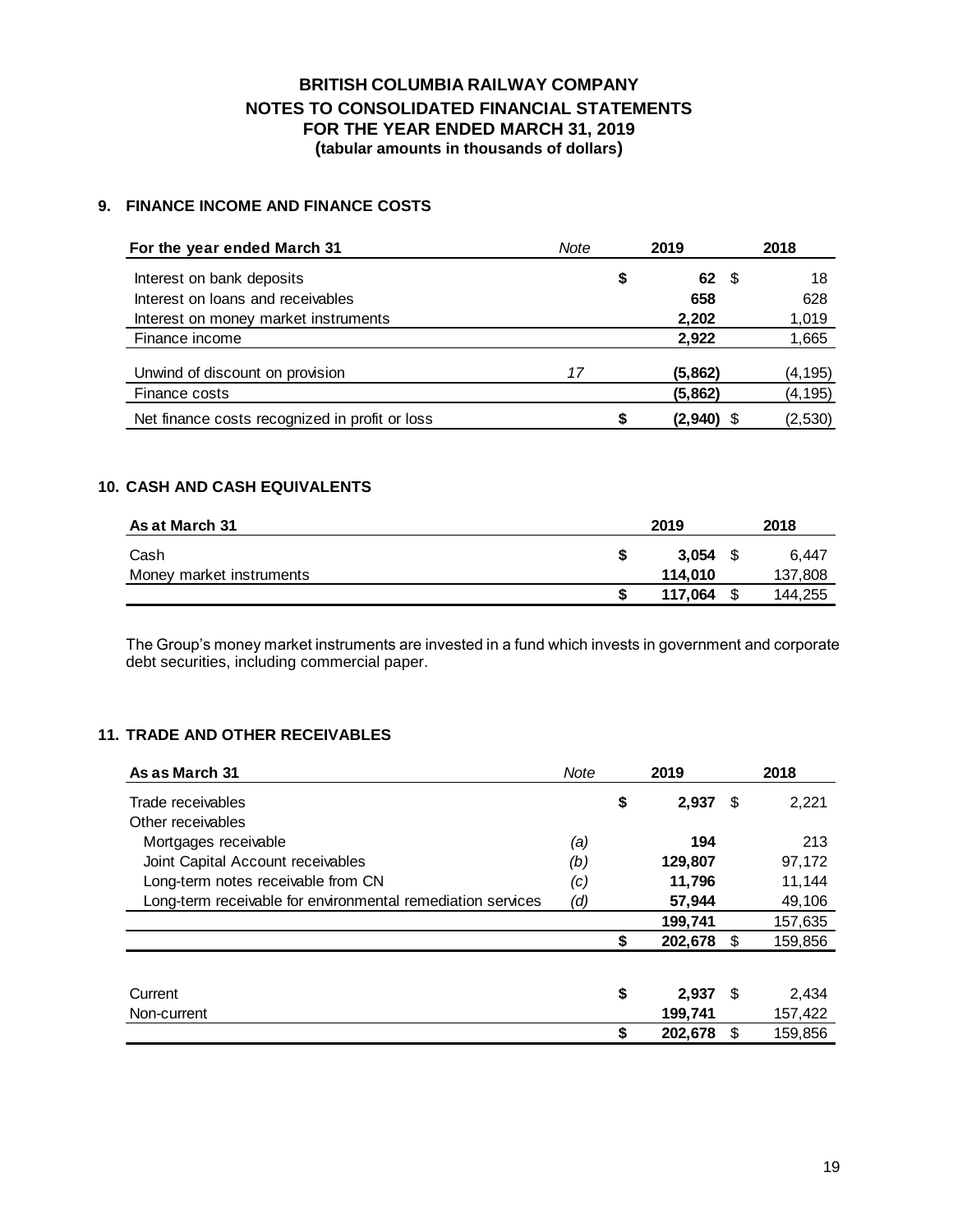**BRITISH COLUMBIA RAILWAY COMPANY**
**NOTES TO CONSOLIDATED FINANCIAL STATEMENTS**
**FOR THE YEAR ENDED MARCH 31, 2019**
**(tabular amounts in thousands of dollars)**

## 9. FINANCE INCOME AND FINANCE COSTS

| For the year ended March 31 | *Note* | 2019 | 2018 |
|---|---|---|---|
| Interest on bank deposits | | **$ 62** | $ 18 |
| Interest on loans and receivables | | **658** | 628 |
| Interest on money market instruments | | **2,202** | 1,019 |
| Finance income | | **2,922** | 1,665 |
| Unwind of discount on provision | *17* | **(5,862)** | (4,195) |
| Finance costs | | **(5,862)** | (4,195) |
| Net finance costs recognized in profit or loss | | **$ (2,940)** | $ (2,530) |

## 10. CASH AND CASH EQUIVALENTS

| As at March 31 | 2019 | 2018 |
|---|---|---|
| Cash | **$ 3,054** | $ 6,447 |
| Money market instruments | **114,010** | 137,808 |
| | **$ 117,064** | $ 144,255 |

The Group's money market instruments are invested in a fund which invests in government and corporate debt securities, including commercial paper.

## 11. TRADE AND OTHER RECEIVABLES

| As as March 31 | *Note* | 2019 | 2018 |
|---|---|---|---|
| Trade receivables | | **$ 2,937** | $ 2,221 |
| Other receivables | | | |
| Mortgages receivable | *(a)* | **194** | 213 |
| Joint Capital Account receivables | *(b)* | **129,807** | 97,172 |
| Long-term notes receivable from CN | *(c)* | **11,796** | 11,144 |
| Long-term receivable for environmental remediation services | *(d)* | **57,944** | 49,106 |
| | | **199,741** | 157,635 |
| | | **$ 202,678** | $ 159,856 |
| | | | |
| Current | | **$ 2,937** | $ 2,434 |
| Non-current | | **199,741** | 157,422 |
| | | **$ 202,678** | $ 159,856 |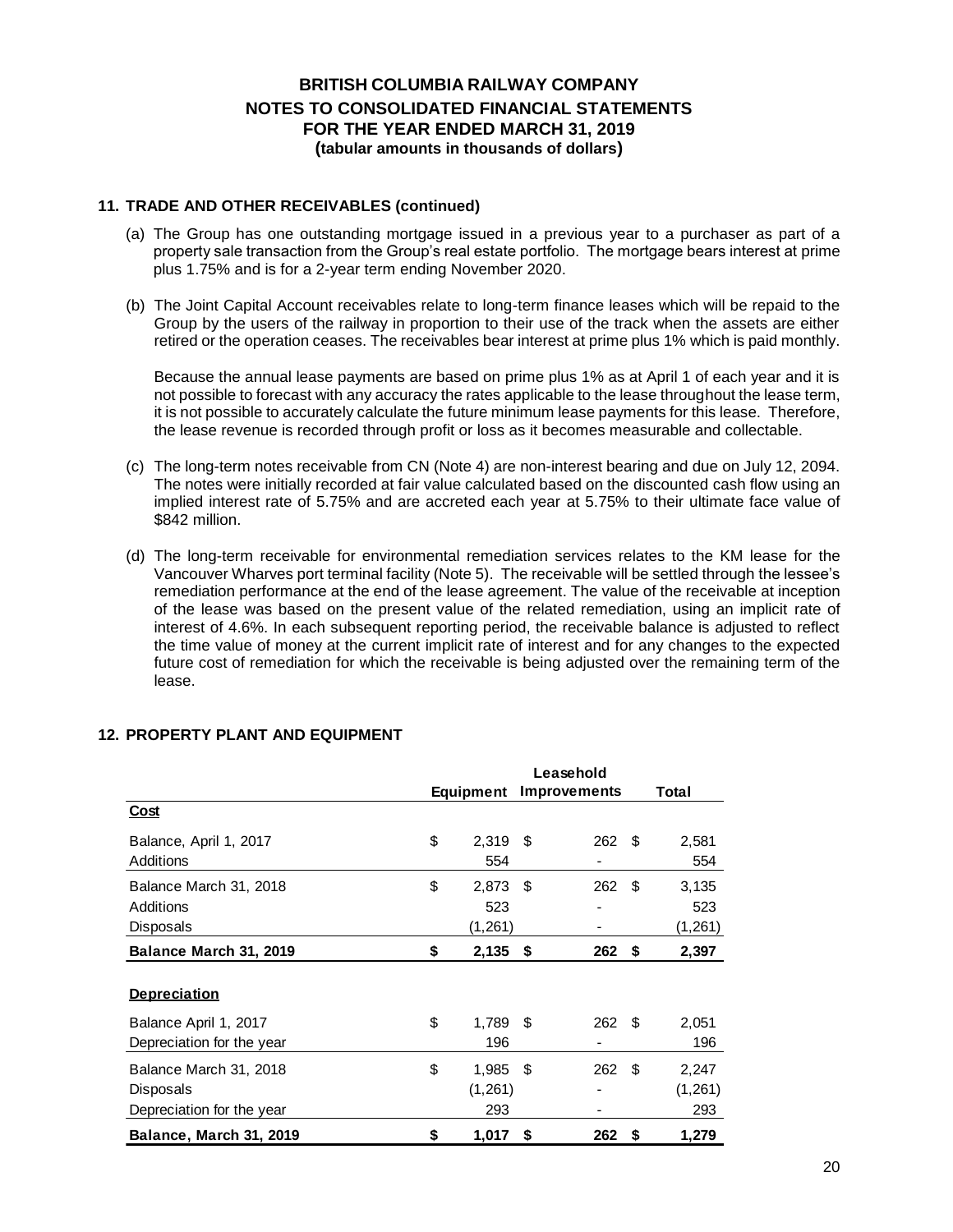## 11. TRADE AND OTHER RECEIVABLES (continued)

(a) The Group has one outstanding mortgage issued in a previous year to a purchaser as part of a property sale transaction from the Group's real estate portfolio. The mortgage bears interest at prime plus 1.75% and is for a 2-year term ending November 2020.

(b) The Joint Capital Account receivables relate to long-term finance leases which will be repaid to the Group by the users of the railway in proportion to their use of the track when the assets are either retired or the operation ceases. The receivables bear interest at prime plus 1% which is paid monthly.

Because the annual lease payments are based on prime plus 1% as at April 1 of each year and it is not possible to forecast with any accuracy the rates applicable to the lease throughout the lease term, it is not possible to accurately calculate the future minimum lease payments for this lease. Therefore, the lease revenue is recorded through profit or loss as it becomes measurable and collectable.

(c) The long-term notes receivable from CN (Note 4) are non-interest bearing and due on July 12, 2094. The notes were initially recorded at fair value calculated based on the discounted cash flow using an implied interest rate of 5.75% and are accreted each year at 5.75% to their ultimate face value of \$842 million.

(d) The long-term receivable for environmental remediation services relates to the KM lease for the Vancouver Wharves port terminal facility (Note 5). The receivable will be settled through the lessee's remediation performance at the end of the lease agreement. The value of the receivable at inception of the lease was based on the present value of the related remediation, using an implicit rate of interest of 4.6%. In each subsequent reporting period, the receivable balance is adjusted to reflect the time value of money at the current implicit rate of interest and for any changes to the expected future cost of remediation for which the receivable is being adjusted over the remaining term of the lease.

## 12. PROPERTY PLANT AND EQUIPMENT

| | Equipment | Leasehold Improvements | Total |
|---|---|---|---|
| **Cost** | | | |
| Balance, April 1, 2017 | $ 2,319 | $ 262 | $ 2,581 |
| Additions | 554 | - | 554 |
| Balance March 31, 2018 | $ 2,873 | $ 262 | $ 3,135 |
| Additions | 523 | - | 523 |
| Disposals | (1,261) | - | (1,261) |
| **Balance March 31, 2019** | **$ 2,135** | **$ 262** | **$ 2,397** |
| **Depreciation** | | | |
| Balance April 1, 2017 | $ 1,789 | $ 262 | $ 2,051 |
| Depreciation for the year | 196 | - | 196 |
| Balance March 31, 2018 | $ 1,985 | $ 262 | $ 2,247 |
| Disposals | (1,261) | - | (1,261) |
| Depreciation for the year | 293 | - | 293 |
| **Balance, March 31, 2019** | **$ 1,017** | **$ 262** | **$ 1,279** |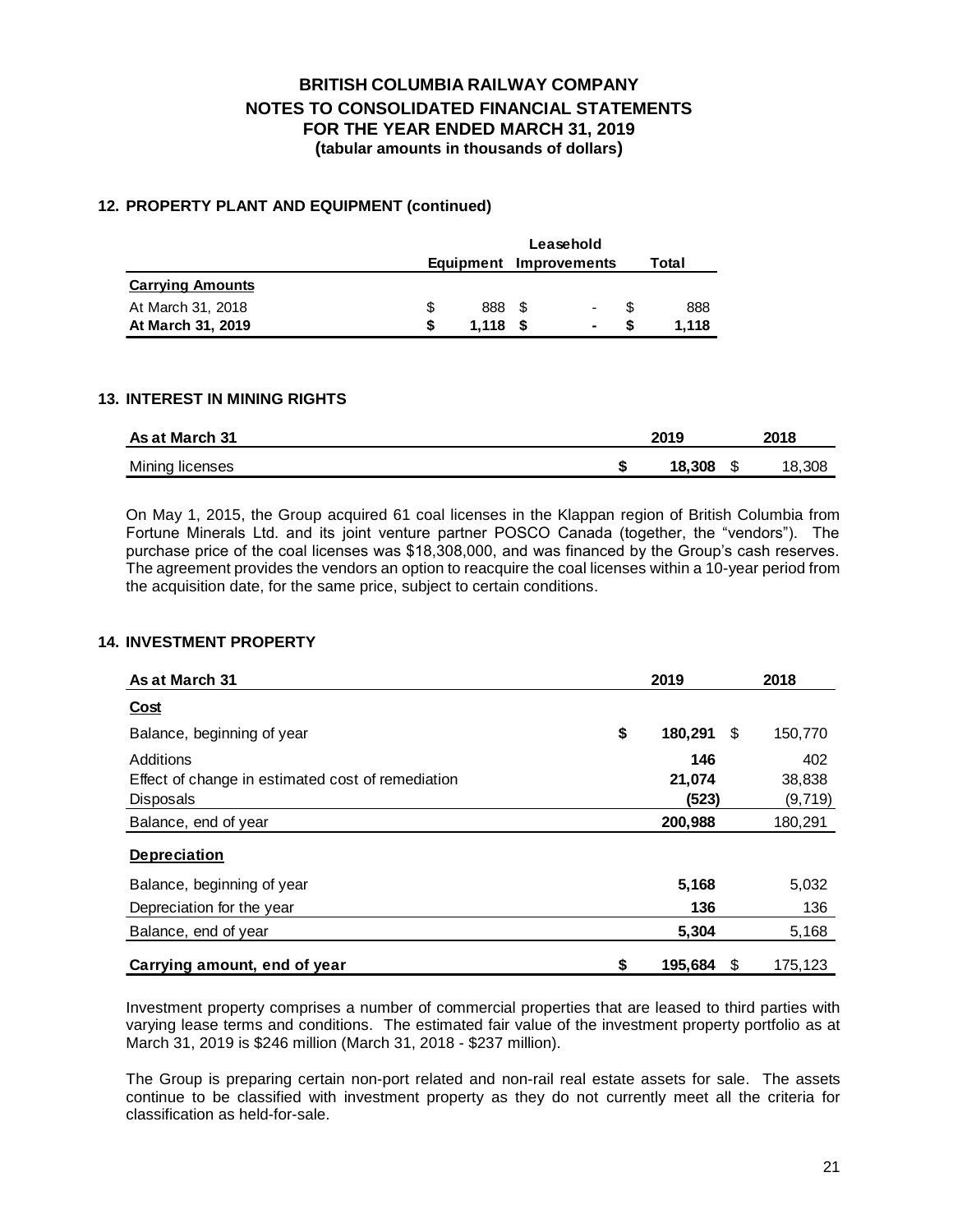## 12. PROPERTY PLANT AND EQUIPMENT (continued)

| | Equipment | Leasehold Improvements | Total |
|---|---|---|---|
| **Carrying Amounts** | | | |
| At March 31, 2018 | $ 888 | $ - | $ 888 |
| **At March 31, 2019** | **$ 1,118** | **$ -** | **$ 1,118** |

## 13. INTEREST IN MINING RIGHTS

| As at March 31 | 2019 | 2018 |
|---|---|---|
| Mining licenses | **$ 18,308** | $ 18,308 |

On May 1, 2015, the Group acquired 61 coal licenses in the Klappan region of British Columbia from Fortune Minerals Ltd. and its joint venture partner POSCO Canada (together, the "vendors"). The purchase price of the coal licenses was $18,308,000, and was financed by the Group's cash reserves. The agreement provides the vendors an option to reacquire the coal licenses within a 10-year period from the acquisition date, for the same price, subject to certain conditions.

## 14. INVESTMENT PROPERTY

| As at March 31 | 2019 | 2018 |
|---|---|---|
| **Cost** | | |
| Balance, beginning of year | **$ 180,291** | $ 150,770 |
| Additions | **146** | 402 |
| Effect of change in estimated cost of remediation | **21,074** | 38,838 |
| Disposals | **(523)** | (9,719) |
| Balance, end of year | **200,988** | 180,291 |
| **Depreciation** | | |
| Balance, beginning of year | **5,168** | 5,032 |
| Depreciation for the year | **136** | 136 |
| Balance, end of year | **5,304** | 5,168 |
| **Carrying amount, end of year** | **$ 195,684** | $ 175,123 |

Investment property comprises a number of commercial properties that are leased to third parties with varying lease terms and conditions. The estimated fair value of the investment property portfolio as at March 31, 2019 is $246 million (March 31, 2018 - $237 million).

The Group is preparing certain non-port related and non-rail real estate assets for sale. The assets continue to be classified with investment property as they do not currently meet all the criteria for classification as held-for-sale.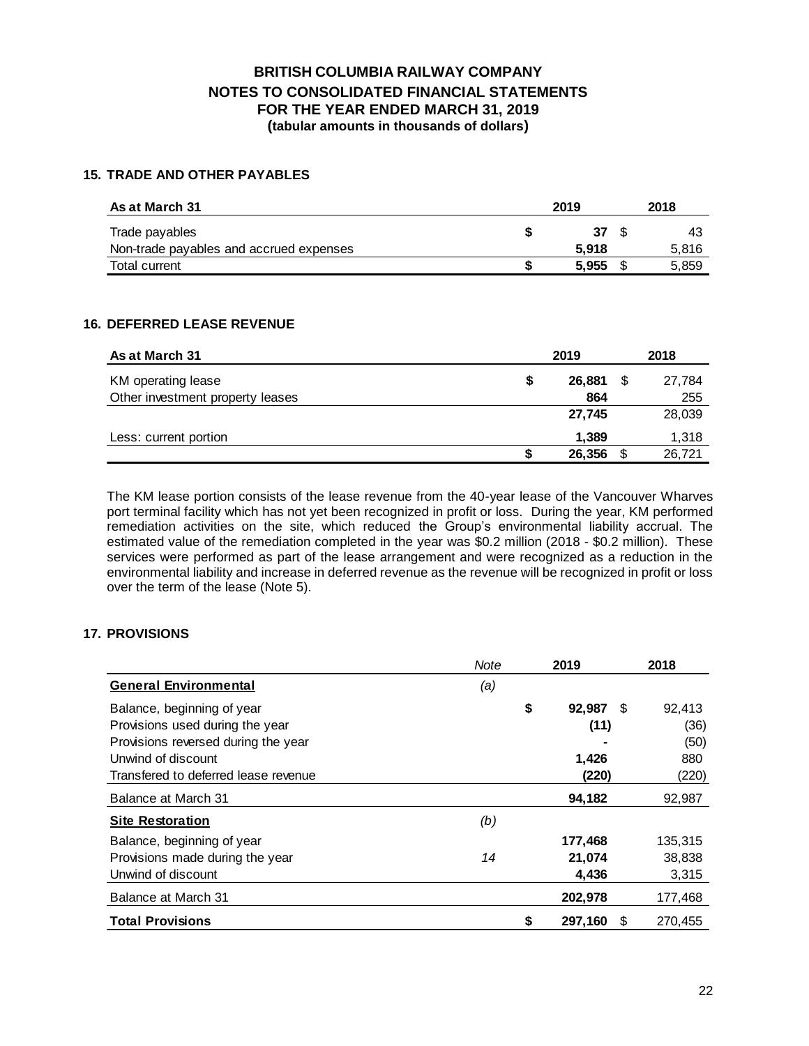# BRITISH COLUMBIA RAILWAY COMPANY
## NOTES TO CONSOLIDATED FINANCIAL STATEMENTS
## FOR THE YEAR ENDED MARCH 31, 2019
**(tabular amounts in thousands of dollars)**

### 15. TRADE AND OTHER PAYABLES

| As at March 31 | 2019 | 2018 |
|---|---|---|
| Trade payables | **$ 37** | $ 43 |
| Non-trade payables and accrued expenses | **5,918** | 5,816 |
| Total current | **$ 5,955** | $ 5,859 |

### 16. DEFERRED LEASE REVENUE

| As at March 31 | 2019 | 2018 |
|---|---|---|
| KM operating lease | **$ 26,881** | $ 27,784 |
| Other investment property leases | **864** | 255 |
| | **27,745** | 28,039 |
| Less: current portion | **1,389** | 1,318 |
| | **$ 26,356** | $ 26,721 |

The KM lease portion consists of the lease revenue from the 40-year lease of the Vancouver Wharves port terminal facility which has not yet been recognized in profit or loss. During the year, KM performed remediation activities on the site, which reduced the Group's environmental liability accrual. The estimated value of the remediation completed in the year was $0.2 million (2018 - $0.2 million). These services were performed as part of the lease arrangement and were recognized as a reduction in the environmental liability and increase in deferred revenue as the revenue will be recognized in profit or loss over the term of the lease (Note 5).

### 17. PROVISIONS

| | *Note* | 2019 | 2018 |
|---|---|---|---|
| **General Environmental** | *(a)* | | |
| Balance, beginning of year | | **$ 92,987** | $ 92,413 |
| Provisions used during the year | | **(11)** | (36) |
| Provisions reversed during the year | | **-** | (50) |
| Unwind of discount | | **1,426** | 880 |
| Transfered to deferred lease revenue | | **(220)** | (220) |
| Balance at March 31 | | **94,182** | 92,987 |
| **Site Restoration** | *(b)* | | |
| Balance, beginning of year | | **177,468** | 135,315 |
| Provisions made during the year | *14* | **21,074** | 38,838 |
| Unwind of discount | | **4,436** | 3,315 |
| Balance at March 31 | | **202,978** | 177,468 |
| **Total Provisions** | | **$ 297,160** | $ 270,455 |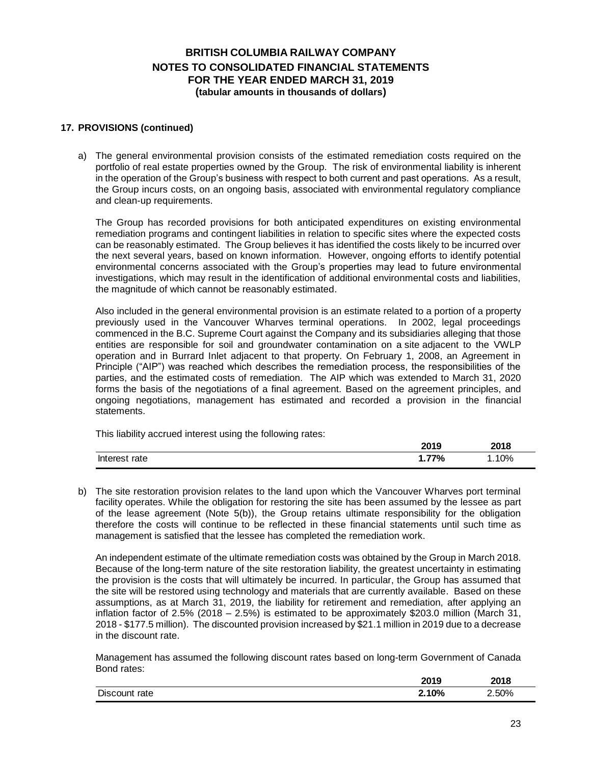## 17. PROVISIONS (continued)

a) The general environmental provision consists of the estimated remediation costs required on the portfolio of real estate properties owned by the Group. The risk of environmental liability is inherent in the operation of the Group's business with respect to both current and past operations. As a result, the Group incurs costs, on an ongoing basis, associated with environmental regulatory compliance and clean-up requirements.

The Group has recorded provisions for both anticipated expenditures on existing environmental remediation programs and contingent liabilities in relation to specific sites where the expected costs can be reasonably estimated. The Group believes it has identified the costs likely to be incurred over the next several years, based on known information. However, ongoing efforts to identify potential environmental concerns associated with the Group's properties may lead to future environmental investigations, which may result in the identification of additional environmental costs and liabilities, the magnitude of which cannot be reasonably estimated.

Also included in the general environmental provision is an estimate related to a portion of a property previously used in the Vancouver Wharves terminal operations. In 2002, legal proceedings commenced in the B.C. Supreme Court against the Company and its subsidiaries alleging that those entities are responsible for soil and groundwater contamination on a site adjacent to the VWLP operation and in Burrard Inlet adjacent to that property. On February 1, 2008, an Agreement in Principle ("AIP") was reached which describes the remediation process, the responsibilities of the parties, and the estimated costs of remediation. The AIP which was extended to March 31, 2020 forms the basis of the negotiations of a final agreement. Based on the agreement principles, and ongoing negotiations, management has estimated and recorded a provision in the financial statements.

This liability accrued interest using the following rates:

| | 2019 | 2018 |
|---|---|---|
| Interest rate | **1.77%** | 1.10% |

b) The site restoration provision relates to the land upon which the Vancouver Wharves port terminal facility operates. While the obligation for restoring the site has been assumed by the lessee as part of the lease agreement (Note 5(b)), the Group retains ultimate responsibility for the obligation therefore the costs will continue to be reflected in these financial statements until such time as management is satisfied that the lessee has completed the remediation work.

An independent estimate of the ultimate remediation costs was obtained by the Group in March 2018. Because of the long-term nature of the site restoration liability, the greatest uncertainty in estimating the provision is the costs that will ultimately be incurred. In particular, the Group has assumed that the site will be restored using technology and materials that are currently available. Based on these assumptions, as at March 31, 2019, the liability for retirement and remediation, after applying an inflation factor of 2.5% (2018 – 2.5%) is estimated to be approximately $203.0 million (March 31, 2018 - $177.5 million). The discounted provision increased by $21.1 million in 2019 due to a decrease in the discount rate.

Management has assumed the following discount rates based on long-term Government of Canada Bond rates:

| | 2019 | 2018 |
|---|---|---|
| Discount rate | **2.10%** | 2.50% |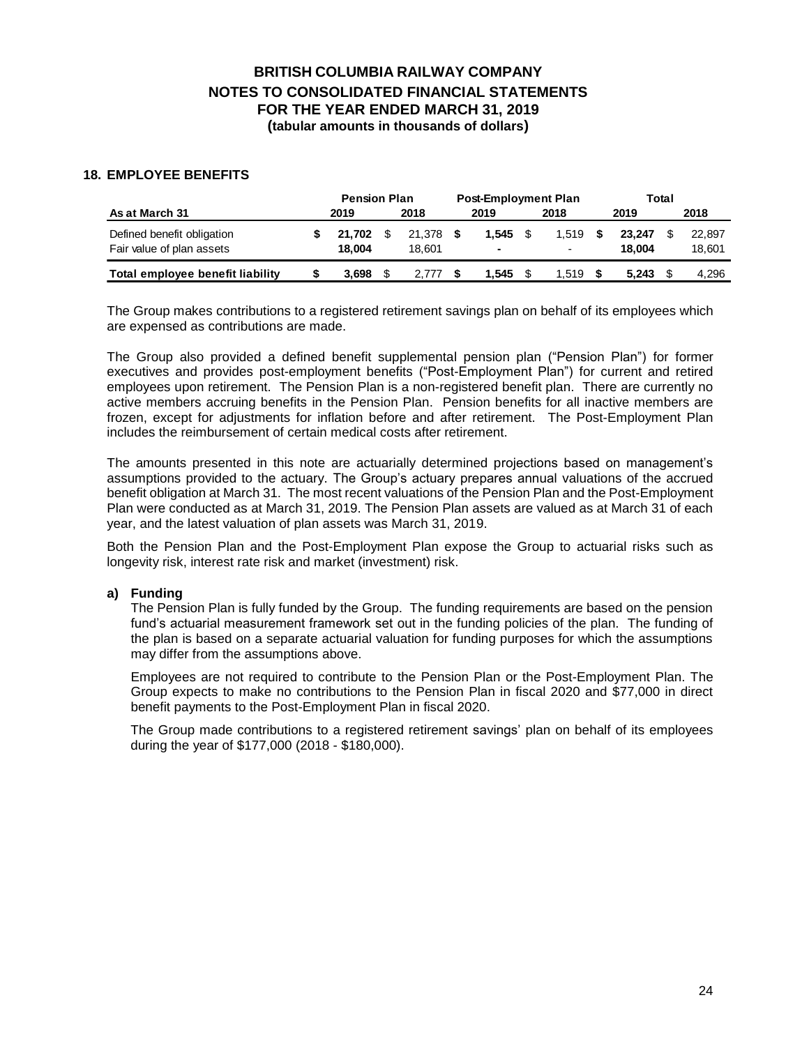# BRITISH COLUMBIA RAILWAY COMPANY
## NOTES TO CONSOLIDATED FINANCIAL STATEMENTS
## FOR THE YEAR ENDED MARCH 31, 2019
### (tabular amounts in thousands of dollars)

### 18. EMPLOYEE BENEFITS

| | Pension Plan | | Post-Employment Plan | | Total | |
|---|---|---|---|---|---|---|
| **As at March 31** | **2019** | **2018** | **2019** | **2018** | **2019** | **2018** |
| Defined benefit obligation | **$ 21,702** | $ 21,378 | **$ 1,545** | $ 1,519 | **$ 23,247** | $ 22,897 |
| Fair value of plan assets | **18,004** | 18,601 | **-** | - | **18,004** | 18,601 |
| **Total employee benefit liability** | **$ 3,698** | $ 2,777 | **$ 1,545** | $ 1,519 | **$ 5,243** | $ 4,296 |

The Group makes contributions to a registered retirement savings plan on behalf of its employees which are expensed as contributions are made.

The Group also provided a defined benefit supplemental pension plan ("Pension Plan") for former executives and provides post-employment benefits ("Post-Employment Plan") for current and retired employees upon retirement. The Pension Plan is a non-registered benefit plan. There are currently no active members accruing benefits in the Pension Plan. Pension benefits for all inactive members are frozen, except for adjustments for inflation before and after retirement. The Post-Employment Plan includes the reimbursement of certain medical costs after retirement.

The amounts presented in this note are actuarially determined projections based on management's assumptions provided to the actuary. The Group's actuary prepares annual valuations of the accrued benefit obligation at March 31. The most recent valuations of the Pension Plan and the Post-Employment Plan were conducted as at March 31, 2019. The Pension Plan assets are valued as at March 31 of each year, and the latest valuation of plan assets was March 31, 2019.

Both the Pension Plan and the Post-Employment Plan expose the Group to actuarial risks such as longevity risk, interest rate risk and market (investment) risk.

**a) Funding**

The Pension Plan is fully funded by the Group. The funding requirements are based on the pension fund's actuarial measurement framework set out in the funding policies of the plan. The funding of the plan is based on a separate actuarial valuation for funding purposes for which the assumptions may differ from the assumptions above.

Employees are not required to contribute to the Pension Plan or the Post-Employment Plan. The Group expects to make no contributions to the Pension Plan in fiscal 2020 and $77,000 in direct benefit payments to the Post-Employment Plan in fiscal 2020.

The Group made contributions to a registered retirement savings' plan on behalf of its employees during the year of $177,000 (2018 - $180,000).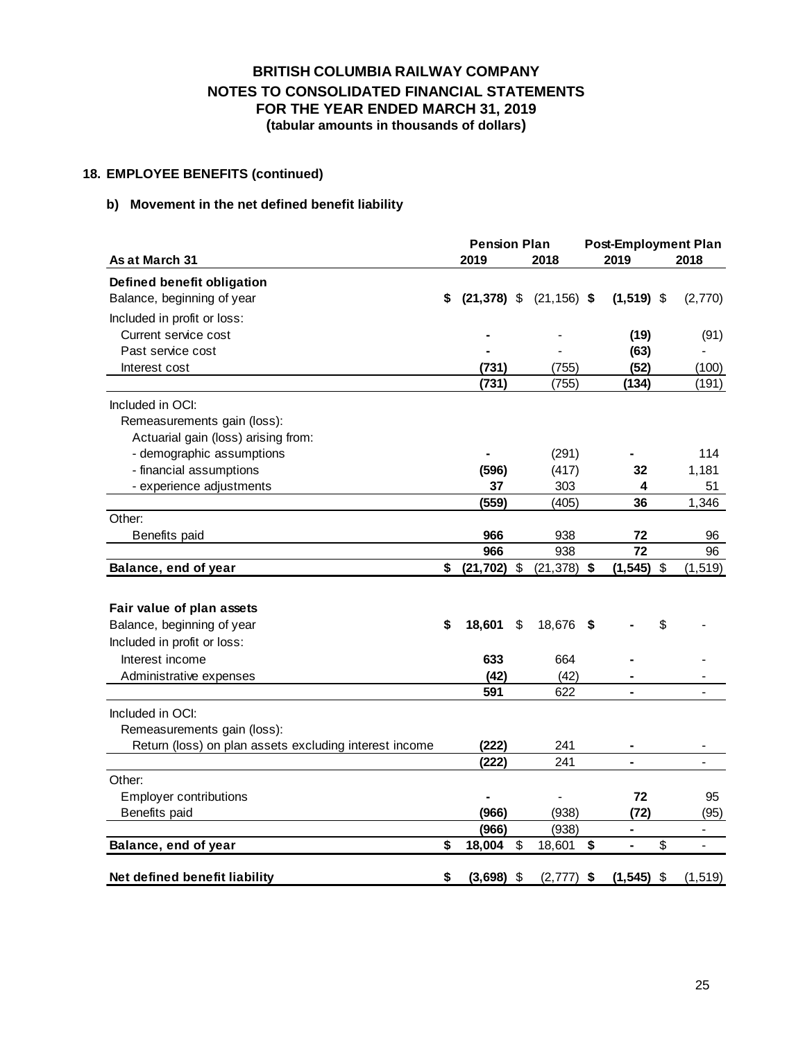**BRITISH COLUMBIA RAILWAY COMPANY**
**NOTES TO CONSOLIDATED FINANCIAL STATEMENTS**
**FOR THE YEAR ENDED MARCH 31, 2019**
**(tabular amounts in thousands of dollars)**

## 18. EMPLOYEE BENEFITS (continued)

### b) Movement in the net defined benefit liability

| | Pension Plan | | Post-Employment Plan | |
|---|---|---|---|---|
| **As at March 31** | **2019** | **2018** | **2019** | **2018** |
| **Defined benefit obligation** | | | | |
| Balance, beginning of year | **$ (21,378)** | $ (21,156) | **$ (1,519)** | $ (2,770) |
| Included in profit or loss: | | | | |
| Current service cost | **-** | - | **(19)** | (91) |
| Past service cost | **-** | - | **(63)** | - |
| Interest cost | **(731)** | (755) | **(52)** | (100) |
| | **(731)** | (755) | **(134)** | (191) |
| Included in OCI: | | | | |
| Remeasurements gain (loss): | | | | |
| Actuarial gain (loss) arising from: | | | | |
| - demographic assumptions | **-** | (291) | **-** | 114 |
| - financial assumptions | **(596)** | (417) | **32** | 1,181 |
| - experience adjustments | **37** | 303 | **4** | 51 |
| | **(559)** | (405) | **36** | 1,346 |
| Other: | | | | |
| Benefits paid | **966** | 938 | **72** | 96 |
| | **966** | 938 | **72** | 96 |
| **Balance, end of year** | **$ (21,702)** | $ (21,378) | **$ (1,545)** | $ (1,519) |
| | | | | |
| **Fair value of plan assets** | | | | |
| Balance, beginning of year | **$ 18,601** | $ 18,676 | **$ -** | $ - |
| Included in profit or loss: | | | | |
| Interest income | **633** | 664 | **-** | - |
| Administrative expenses | **(42)** | (42) | **-** | - |
| | **591** | 622 | **-** | - |
| Included in OCI: | | | | |
| Remeasurements gain (loss): | | | | |
| Return (loss) on plan assets excluding interest income | **(222)** | 241 | **-** | - |
| | **(222)** | 241 | **-** | - |
| Other: | | | | |
| Employer contributions | **-** | - | **72** | 95 |
| Benefits paid | **(966)** | (938) | **(72)** | (95) |
| | **(966)** | (938) | **-** | - |
| **Balance, end of year** | **$ 18,004** | $ 18,601 | **$ -** | $ - |
| | | | | |
| **Net defined benefit liability** | **$ (3,698)** | $ (2,777) | **$ (1,545)** | $ (1,519) |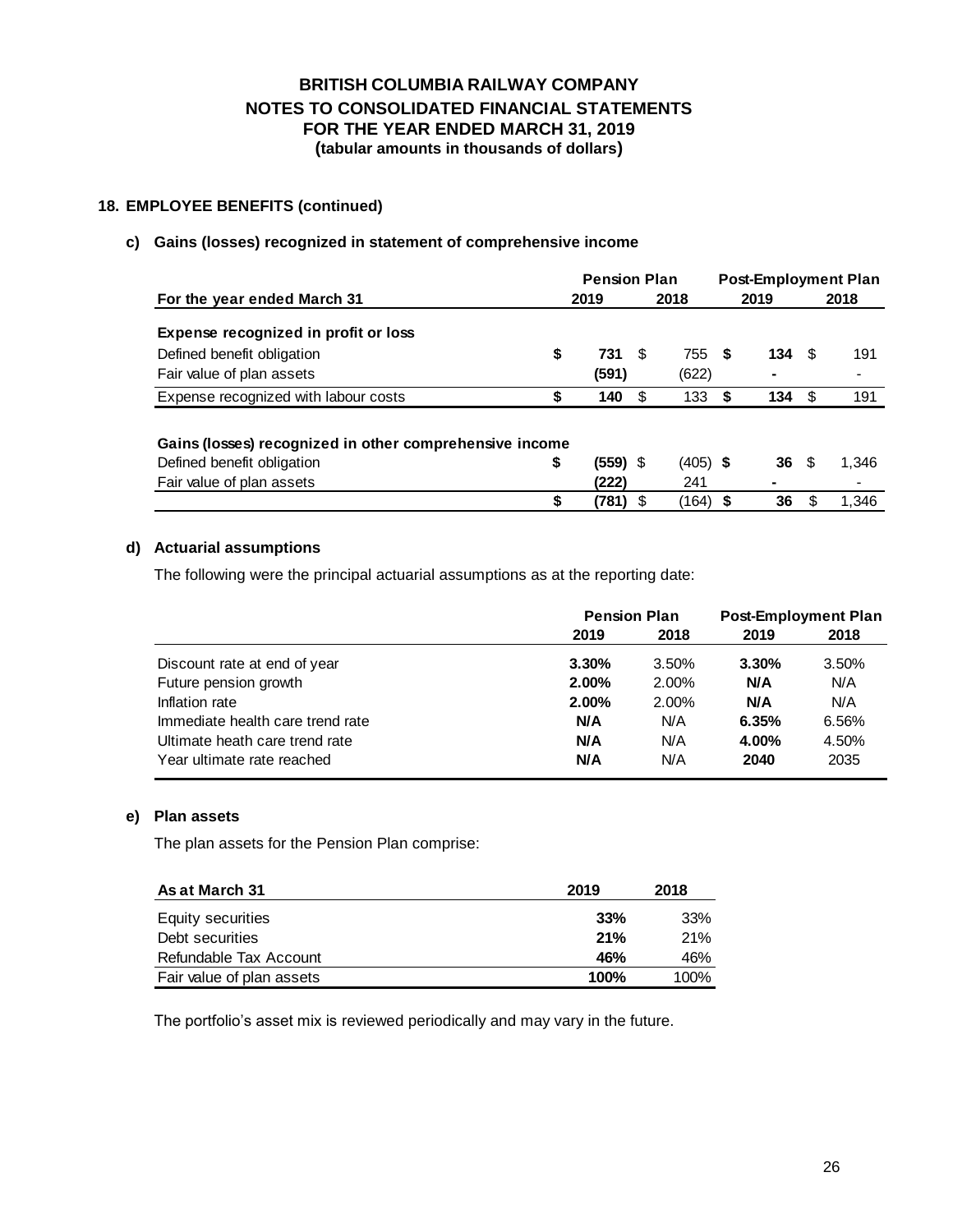## BRITISH COLUMBIA RAILWAY COMPANY
## NOTES TO CONSOLIDATED FINANCIAL STATEMENTS
## FOR THE YEAR ENDED MARCH 31, 2019
### (tabular amounts in thousands of dollars)

### 18. EMPLOYEE BENEFITS (continued)

#### c) Gains (losses) recognized in statement of comprehensive income

| For the year ended March 31 | Pension Plan 2019 | Pension Plan 2018 | Post-Employment Plan 2019 | Post-Employment Plan 2018 |
|---|---|---|---|---|
| **Expense recognized in profit or loss** | | | | |
| Defined benefit obligation | **$ 731** | $ 755 | **$ 134** | $ 191 |
| Fair value of plan assets | **(591)** | (622) | **-** | - |
| Expense recognized with labour costs | **$ 140** | $ 133 | **$ 134** | $ 191 |
| | | | | |
| **Gains (losses) recognized in other comprehensive income** | | | | |
| Defined benefit obligation | **$ (559)** | $ (405) | **$ 36** | $ 1,346 |
| Fair value of plan assets | **(222)** | 241 | **-** | - |
| | **$ (781)** | $ (164) | **$ 36** | $ 1,346 |

#### d) Actuarial assumptions

The following were the principal actuarial assumptions as at the reporting date:

| | Pension Plan 2019 | Pension Plan 2018 | Post-Employment Plan 2019 | Post-Employment Plan 2018 |
|---|---|---|---|---|
| Discount rate at end of year | **3.30%** | 3.50% | **3.30%** | 3.50% |
| Future pension growth | **2.00%** | 2.00% | **N/A** | N/A |
| Inflation rate | **2.00%** | 2.00% | **N/A** | N/A |
| Immediate health care trend rate | **N/A** | N/A | **6.35%** | 6.56% |
| Ultimate heath care trend rate | **N/A** | N/A | **4.00%** | 4.50% |
| Year ultimate rate reached | **N/A** | N/A | **2040** | 2035 |

#### e) Plan assets

The plan assets for the Pension Plan comprise:

| As at March 31 | 2019 | 2018 |
|---|---|---|
| Equity securities | **33%** | 33% |
| Debt securities | **21%** | 21% |
| Refundable Tax Account | **46%** | 46% |
| Fair value of plan assets | **100%** | 100% |

The portfolio's asset mix is reviewed periodically and may vary in the future.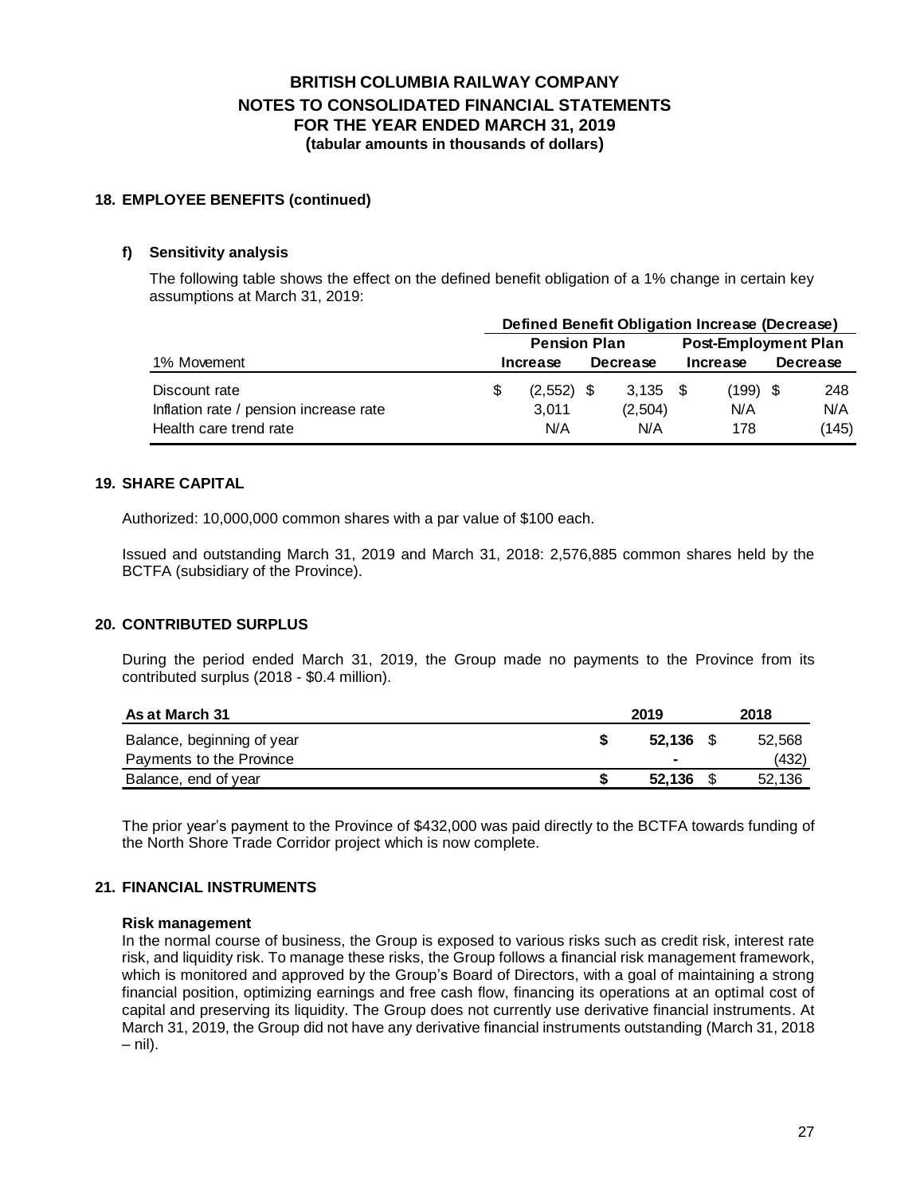# BRITISH COLUMBIA RAILWAY COMPANY
## NOTES TO CONSOLIDATED FINANCIAL STATEMENTS
## FOR THE YEAR ENDED MARCH 31, 2019
### (tabular amounts in thousands of dollars)

## 18. EMPLOYEE BENEFITS (continued)

### f) Sensitivity analysis

The following table shows the effect on the defined benefit obligation of a 1% change in certain key assumptions at March 31, 2019:

| | Defined Benefit Obligation Increase (Decrease) | | | |
|---|---|---|---|---|
| | Pension Plan | | Post-Employment Plan | |
| 1% Movement | Increase | Decrease | Increase | Decrease |
| Discount rate | $ (2,552) | $ 3,135 | $ (199) | $ 248 |
| Inflation rate / pension increase rate | 3,011 | (2,504) | N/A | N/A |
| Health care trend rate | N/A | N/A | 178 | (145) |

## 19. SHARE CAPITAL

Authorized: 10,000,000 common shares with a par value of $100 each.

Issued and outstanding March 31, 2019 and March 31, 2018: 2,576,885 common shares held by the BCTFA (subsidiary of the Province).

## 20. CONTRIBUTED SURPLUS

During the period ended March 31, 2019, the Group made no payments to the Province from its contributed surplus (2018 - $0.4 million).

| As at March 31 | 2019 | 2018 |
|---|---|---|
| Balance, beginning of year | **$ 52,136** | $ 52,568 |
| Payments to the Province | **-** | (432) |
| Balance, end of year | **$ 52,136** | $ 52,136 |

The prior year's payment to the Province of $432,000 was paid directly to the BCTFA towards funding of the North Shore Trade Corridor project which is now complete.

## 21. FINANCIAL INSTRUMENTS

**Risk management**

In the normal course of business, the Group is exposed to various risks such as credit risk, interest rate risk, and liquidity risk. To manage these risks, the Group follows a financial risk management framework, which is monitored and approved by the Group's Board of Directors, with a goal of maintaining a strong financial position, optimizing earnings and free cash flow, financing its operations at an optimal cost of capital and preserving its liquidity. The Group does not currently use derivative financial instruments. At March 31, 2019, the Group did not have any derivative financial instruments outstanding (March 31, 2018 – nil).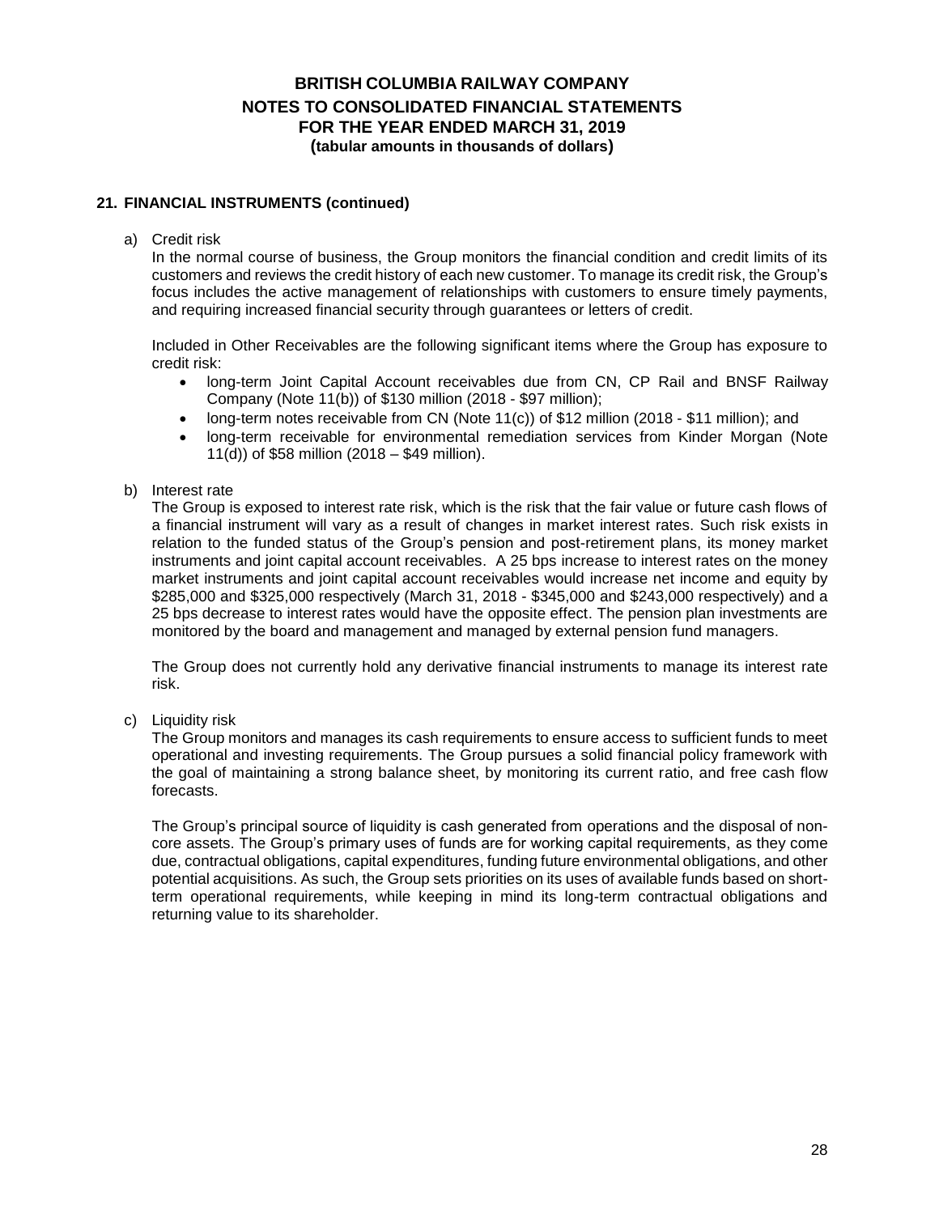# BRITISH COLUMBIA RAILWAY COMPANY
## NOTES TO CONSOLIDATED FINANCIAL STATEMENTS
## FOR THE YEAR ENDED MARCH 31, 2019
**(tabular amounts in thousands of dollars)**

### 21. FINANCIAL INSTRUMENTS (continued)

a) Credit risk

In the normal course of business, the Group monitors the financial condition and credit limits of its customers and reviews the credit history of each new customer. To manage its credit risk, the Group's focus includes the active management of relationships with customers to ensure timely payments, and requiring increased financial security through guarantees or letters of credit.

Included in Other Receivables are the following significant items where the Group has exposure to credit risk:

- long-term Joint Capital Account receivables due from CN, CP Rail and BNSF Railway Company (Note 11(b)) of $130 million (2018 - $97 million);
- long-term notes receivable from CN (Note 11(c)) of $12 million (2018 - $11 million); and
- long-term receivable for environmental remediation services from Kinder Morgan (Note 11(d)) of $58 million (2018 – $49 million).

b) Interest rate

The Group is exposed to interest rate risk, which is the risk that the fair value or future cash flows of a financial instrument will vary as a result of changes in market interest rates. Such risk exists in relation to the funded status of the Group's pension and post-retirement plans, its money market instruments and joint capital account receivables. A 25 bps increase to interest rates on the money market instruments and joint capital account receivables would increase net income and equity by $285,000 and $325,000 respectively (March 31, 2018 - $345,000 and $243,000 respectively) and a 25 bps decrease to interest rates would have the opposite effect. The pension plan investments are monitored by the board and management and managed by external pension fund managers.

The Group does not currently hold any derivative financial instruments to manage its interest rate risk.

c) Liquidity risk

The Group monitors and manages its cash requirements to ensure access to sufficient funds to meet operational and investing requirements. The Group pursues a solid financial policy framework with the goal of maintaining a strong balance sheet, by monitoring its current ratio, and free cash flow forecasts.

The Group's principal source of liquidity is cash generated from operations and the disposal of non-core assets. The Group's primary uses of funds are for working capital requirements, as they come due, contractual obligations, capital expenditures, funding future environmental obligations, and other potential acquisitions. As such, the Group sets priorities on its uses of available funds based on short-term operational requirements, while keeping in mind its long-term contractual obligations and returning value to its shareholder.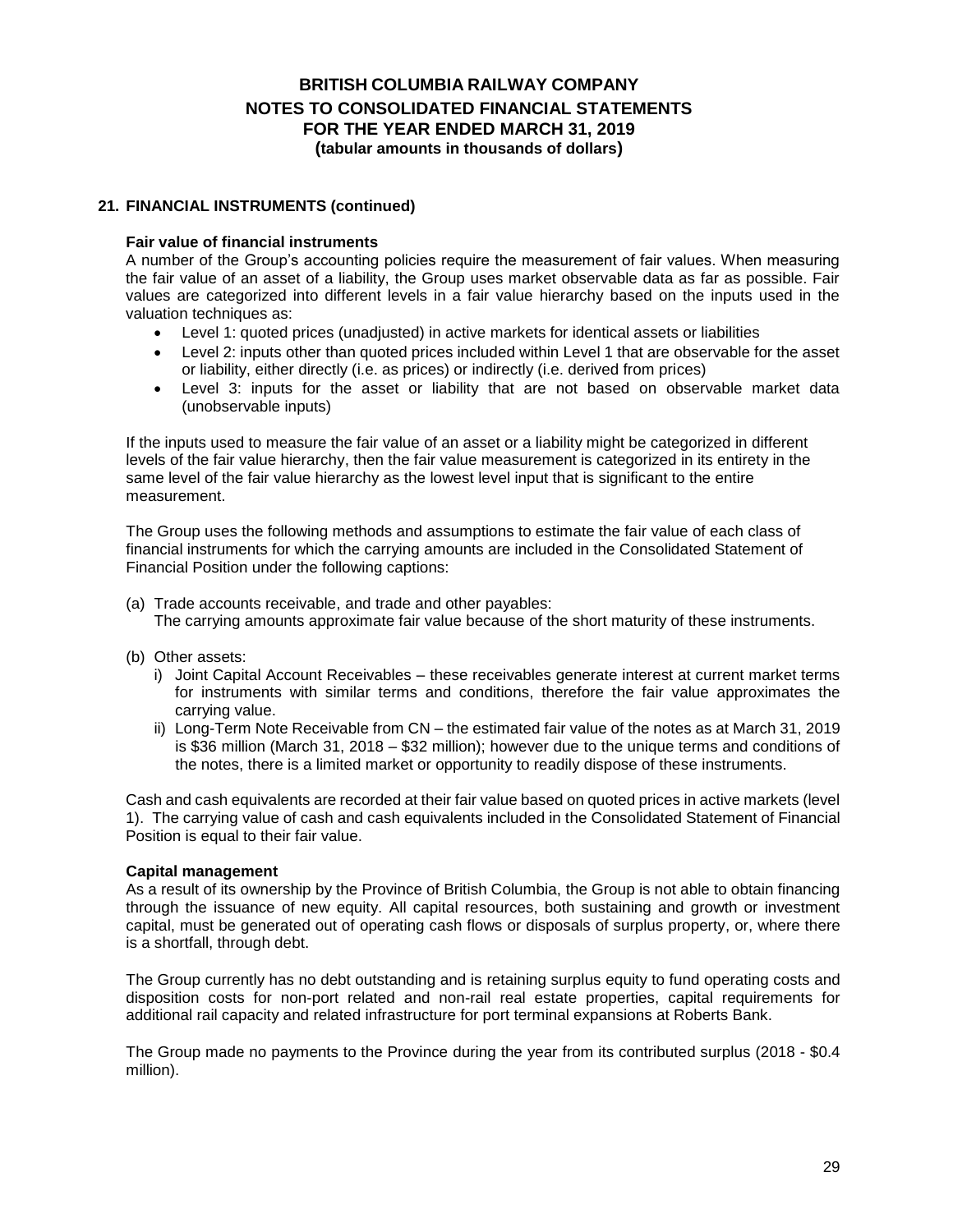## 21. FINANCIAL INSTRUMENTS (continued)

### Fair value of financial instruments

A number of the Group's accounting policies require the measurement of fair values. When measuring the fair value of an asset of a liability, the Group uses market observable data as far as possible. Fair values are categorized into different levels in a fair value hierarchy based on the inputs used in the valuation techniques as:

- Level 1: quoted prices (unadjusted) in active markets for identical assets or liabilities
- Level 2: inputs other than quoted prices included within Level 1 that are observable for the asset or liability, either directly (i.e. as prices) or indirectly (i.e. derived from prices)
- Level 3: inputs for the asset or liability that are not based on observable market data (unobservable inputs)

If the inputs used to measure the fair value of an asset or a liability might be categorized in different levels of the fair value hierarchy, then the fair value measurement is categorized in its entirety in the same level of the fair value hierarchy as the lowest level input that is significant to the entire measurement.

The Group uses the following methods and assumptions to estimate the fair value of each class of financial instruments for which the carrying amounts are included in the Consolidated Statement of Financial Position under the following captions:

(a) Trade accounts receivable, and trade and other payables:
The carrying amounts approximate fair value because of the short maturity of these instruments.

(b) Other assets:
   i) Joint Capital Account Receivables – these receivables generate interest at current market terms for instruments with similar terms and conditions, therefore the fair value approximates the carrying value.
   ii) Long-Term Note Receivable from CN – the estimated fair value of the notes as at March 31, 2019 is \$36 million (March 31, 2018 – \$32 million); however due to the unique terms and conditions of the notes, there is a limited market or opportunity to readily dispose of these instruments.

Cash and cash equivalents are recorded at their fair value based on quoted prices in active markets (level 1). The carrying value of cash and cash equivalents included in the Consolidated Statement of Financial Position is equal to their fair value.

### Capital management

As a result of its ownership by the Province of British Columbia, the Group is not able to obtain financing through the issuance of new equity. All capital resources, both sustaining and growth or investment capital, must be generated out of operating cash flows or disposals of surplus property, or, where there is a shortfall, through debt.

The Group currently has no debt outstanding and is retaining surplus equity to fund operating costs and disposition costs for non-port related and non-rail real estate properties, capital requirements for additional rail capacity and related infrastructure for port terminal expansions at Roberts Bank.

The Group made no payments to the Province during the year from its contributed surplus (2018 - \$0.4 million).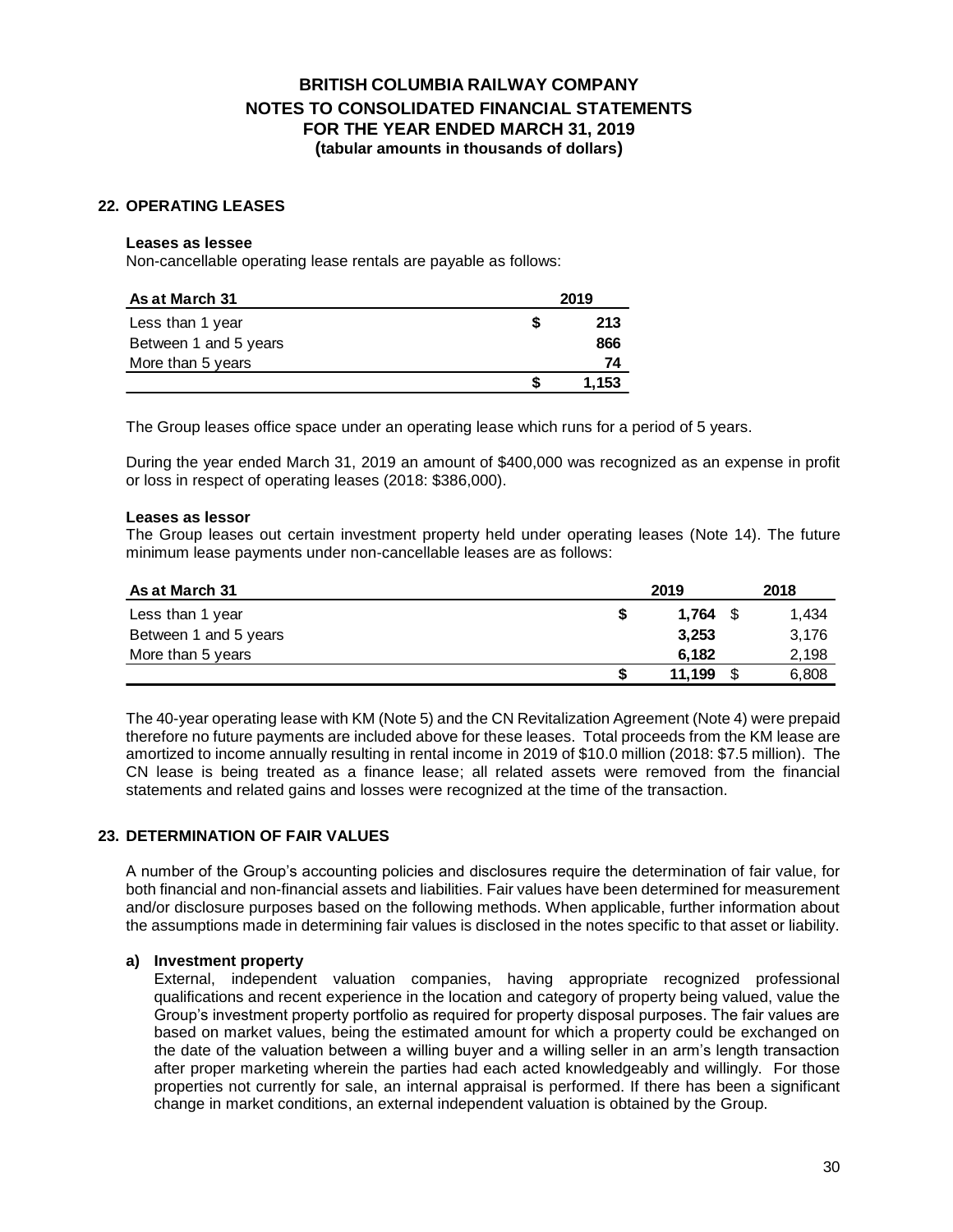## 22. OPERATING LEASES

**Leases as lessee**

Non-cancellable operating lease rentals are payable as follows:

| As at March 31 | 2019 |
|---|---|
| Less than 1 year | **$ 213** |
| Between 1 and 5 years | **866** |
| More than 5 years | **74** |
| | **$ 1,153** |

The Group leases office space under an operating lease which runs for a period of 5 years.

During the year ended March 31, 2019 an amount of $400,000 was recognized as an expense in profit or loss in respect of operating leases (2018: $386,000).

**Leases as lessor**

The Group leases out certain investment property held under operating leases (Note 14). The future minimum lease payments under non-cancellable leases are as follows:

| As at March 31 | 2019 | 2018 |
|---|---|---|
| Less than 1 year | **$ 1,764** | $ 1,434 |
| Between 1 and 5 years | **3,253** | 3,176 |
| More than 5 years | **6,182** | 2,198 |
| | **$ 11,199** | $ 6,808 |

The 40-year operating lease with KM (Note 5) and the CN Revitalization Agreement (Note 4) were prepaid therefore no future payments are included above for these leases. Total proceeds from the KM lease are amortized to income annually resulting in rental income in 2019 of $10.0 million (2018: $7.5 million). The CN lease is being treated as a finance lease; all related assets were removed from the financial statements and related gains and losses were recognized at the time of the transaction.

## 23. DETERMINATION OF FAIR VALUES

A number of the Group's accounting policies and disclosures require the determination of fair value, for both financial and non-financial assets and liabilities. Fair values have been determined for measurement and/or disclosure purposes based on the following methods. When applicable, further information about the assumptions made in determining fair values is disclosed in the notes specific to that asset or liability.

**a) Investment property**

External, independent valuation companies, having appropriate recognized professional qualifications and recent experience in the location and category of property being valued, value the Group's investment property portfolio as required for property disposal purposes. The fair values are based on market values, being the estimated amount for which a property could be exchanged on the date of the valuation between a willing buyer and a willing seller in an arm's length transaction after proper marketing wherein the parties had each acted knowledgeably and willingly. For those properties not currently for sale, an internal appraisal is performed. If there has been a significant change in market conditions, an external independent valuation is obtained by the Group.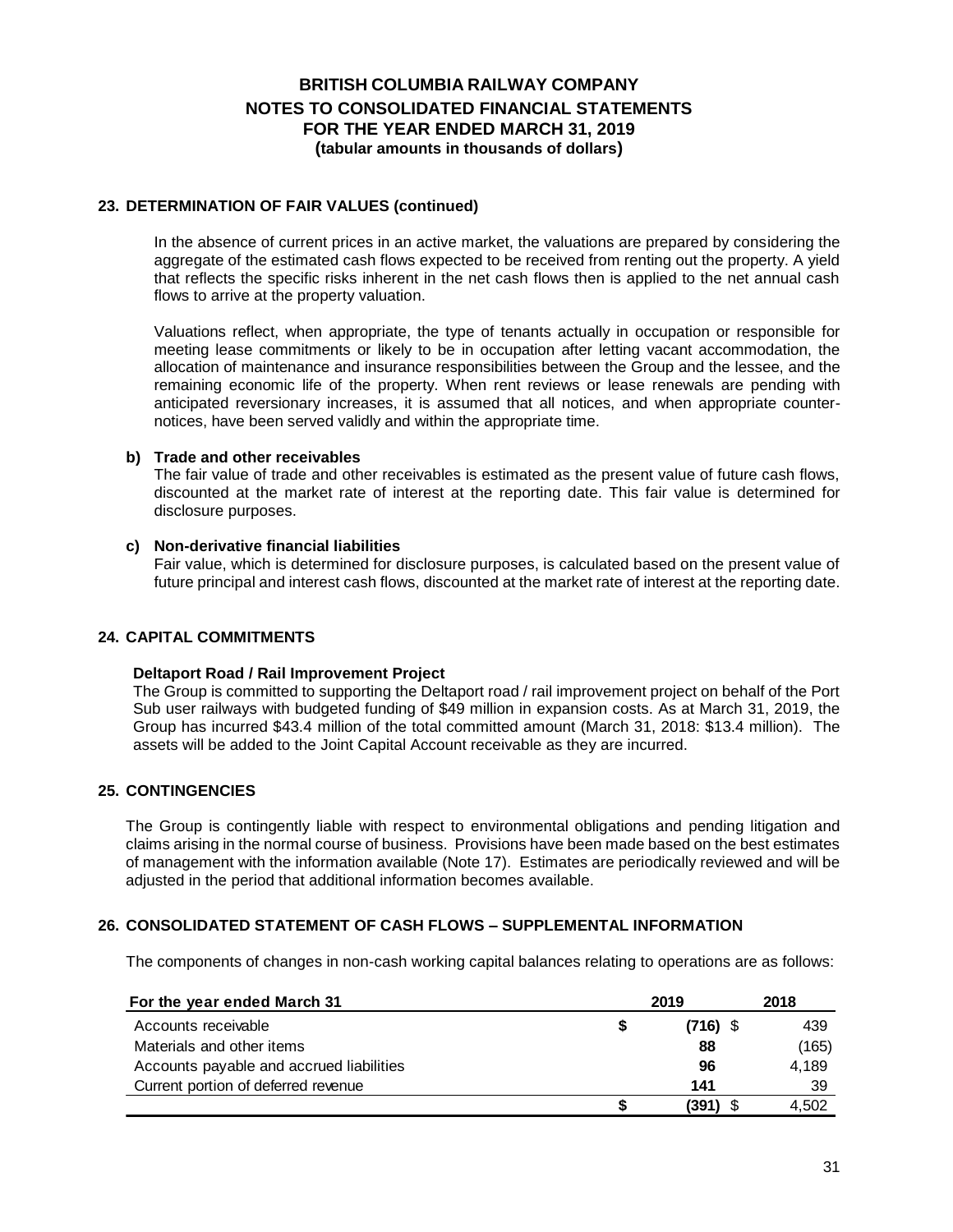# BRITISH COLUMBIA RAILWAY COMPANY
## NOTES TO CONSOLIDATED FINANCIAL STATEMENTS
## FOR THE YEAR ENDED MARCH 31, 2019
### (tabular amounts in thousands of dollars)

## 23. DETERMINATION OF FAIR VALUES (continued)

In the absence of current prices in an active market, the valuations are prepared by considering the aggregate of the estimated cash flows expected to be received from renting out the property. A yield that reflects the specific risks inherent in the net cash flows then is applied to the net annual cash flows to arrive at the property valuation.

Valuations reflect, when appropriate, the type of tenants actually in occupation or responsible for meeting lease commitments or likely to be in occupation after letting vacant accommodation, the allocation of maintenance and insurance responsibilities between the Group and the lessee, and the remaining economic life of the property. When rent reviews or lease renewals are pending with anticipated reversionary increases, it is assumed that all notices, and when appropriate counter-notices, have been served validly and within the appropriate time.

**b) Trade and other receivables**

The fair value of trade and other receivables is estimated as the present value of future cash flows, discounted at the market rate of interest at the reporting date. This fair value is determined for disclosure purposes.

**c) Non-derivative financial liabilities**

Fair value, which is determined for disclosure purposes, is calculated based on the present value of future principal and interest cash flows, discounted at the market rate of interest at the reporting date.

## 24. CAPITAL COMMITMENTS

**Deltaport Road / Rail Improvement Project**

The Group is committed to supporting the Deltaport road / rail improvement project on behalf of the Port Sub user railways with budgeted funding of $49 million in expansion costs. As at March 31, 2019, the Group has incurred $43.4 million of the total committed amount (March 31, 2018: $13.4 million). The assets will be added to the Joint Capital Account receivable as they are incurred.

## 25. CONTINGENCIES

The Group is contingently liable with respect to environmental obligations and pending litigation and claims arising in the normal course of business. Provisions have been made based on the best estimates of management with the information available (Note 17). Estimates are periodically reviewed and will be adjusted in the period that additional information becomes available.

## 26. CONSOLIDATED STATEMENT OF CASH FLOWS – SUPPLEMENTAL INFORMATION

The components of changes in non-cash working capital balances relating to operations are as follows:

| For the year ended March 31 | 2019 | 2018 |
|---|---|---|
| Accounts receivable | **$ (716)** | $ 439 |
| Materials and other items | **88** | (165) |
| Accounts payable and accrued liabilities | **96** | 4,189 |
| Current portion of deferred revenue | **141** | 39 |
| | **$ (391)** | $ 4,502 |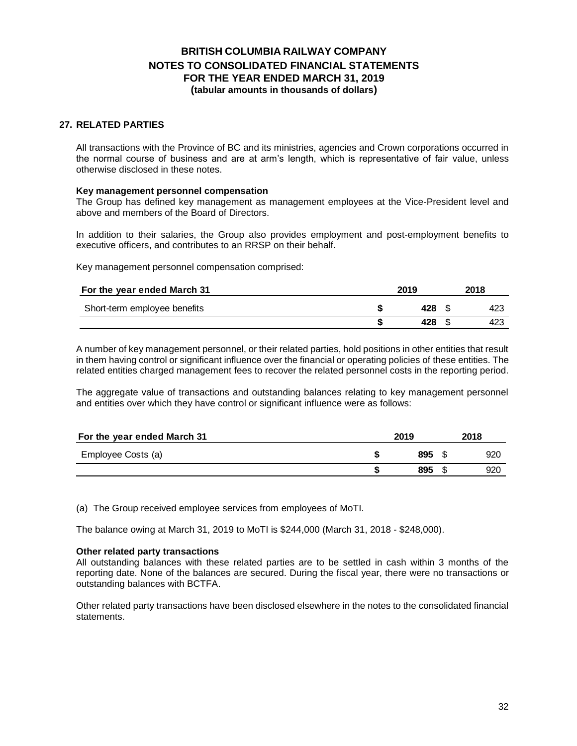## 27. RELATED PARTIES

All transactions with the Province of BC and its ministries, agencies and Crown corporations occurred in the normal course of business and are at arm's length, which is representative of fair value, unless otherwise disclosed in these notes.

**Key management personnel compensation**

The Group has defined key management as management employees at the Vice-President level and above and members of the Board of Directors.

In addition to their salaries, the Group also provides employment and post-employment benefits to executive officers, and contributes to an RRSP on their behalf.

Key management personnel compensation comprised:

| For the year ended March 31 | 2019 | 2018 |
|---|---|---|
| Short-term employee benefits | **$ 428** | $ 423 |
| | **$ 428** | $ 423 |

A number of key management personnel, or their related parties, hold positions in other entities that result in them having control or significant influence over the financial or operating policies of these entities. The related entities charged management fees to recover the related personnel costs in the reporting period.

The aggregate value of transactions and outstanding balances relating to key management personnel and entities over which they have control or significant influence were as follows:

| For the year ended March 31 | 2019 | 2018 |
|---|---|---|
| Employee Costs (a) | **$ 895** | $ 920 |
| | **$ 895** | $ 920 |

(a) The Group received employee services from employees of MoTI.

The balance owing at March 31, 2019 to MoTI is $244,000 (March 31, 2018 - $248,000).

**Other related party transactions**

All outstanding balances with these related parties are to be settled in cash within 3 months of the reporting date. None of the balances are secured. During the fiscal year, there were no transactions or outstanding balances with BCTFA.

Other related party transactions have been disclosed elsewhere in the notes to the consolidated financial statements.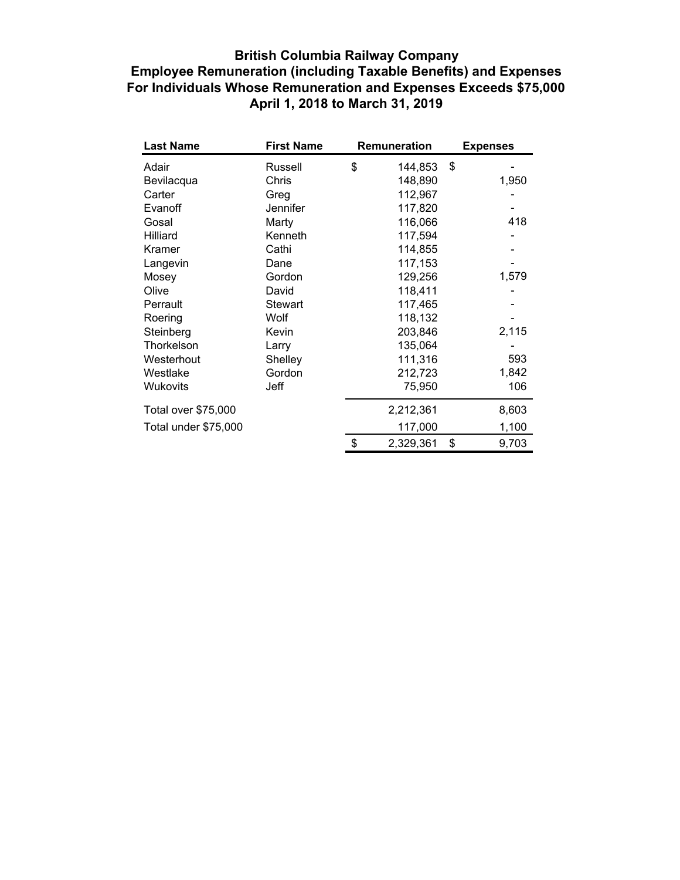# British Columbia Railway Company

## Employee Remuneration (including Taxable Benefits) and Expenses

## For Individuals Whose Remuneration and Expenses Exceeds $75,000

## April 1, 2018 to March 31, 2019

| Last Name | First Name | Remuneration | Expenses |
|---|---|---|---|
| Adair | Russell | $ 144,853 | $ - |
| Bevilacqua | Chris | 148,890 | 1,950 |
| Carter | Greg | 112,967 | - |
| Evanoff | Jennifer | 117,820 | - |
| Gosal | Marty | 116,066 | 418 |
| Hilliard | Kenneth | 117,594 | - |
| Kramer | Cathi | 114,855 | - |
| Langevin | Dane | 117,153 | - |
| Mosey | Gordon | 129,256 | 1,579 |
| Olive | David | 118,411 | - |
| Perrault | Stewart | 117,465 | - |
| Roering | Wolf | 118,132 | - |
| Steinberg | Kevin | 203,846 | 2,115 |
| Thorkelson | Larry | 135,064 | - |
| Westerhout | Shelley | 111,316 | 593 |
| Westlake | Gordon | 212,723 | 1,842 |
| Wukovits | Jeff | 75,950 | 106 |
| Total over $75,000 | | 2,212,361 | 8,603 |
| Total under $75,000 | | 117,000 | 1,100 |
| | | $ 2,329,361 | $ 9,703 |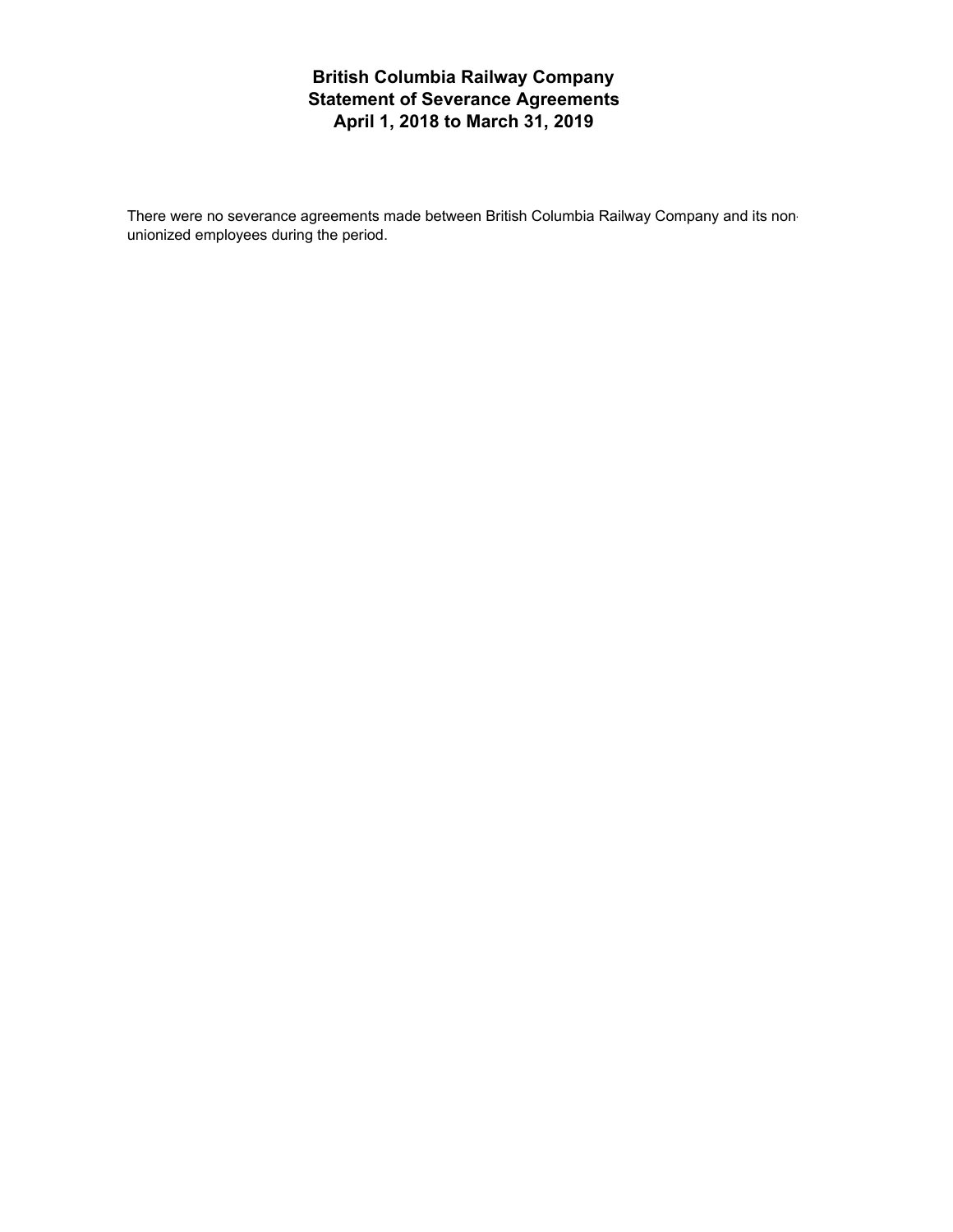# British Columbia Railway Company
## Statement of Severance Agreements
## April 1, 2018 to March 31, 2019

There were no severance agreements made between British Columbia Railway Company and its non-unionized employees during the period.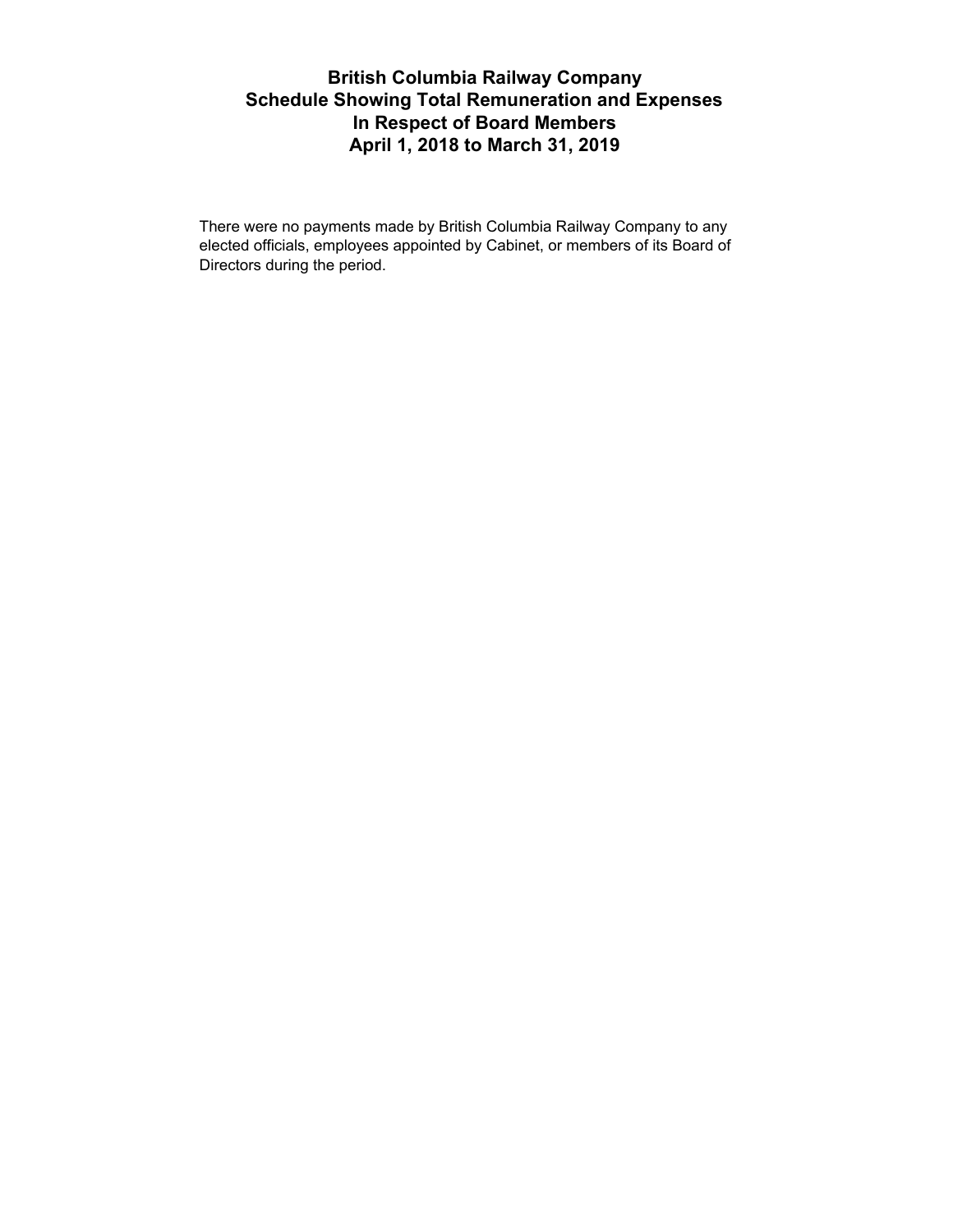# British Columbia Railway Company
# Schedule Showing Total Remuneration and Expenses
# In Respect of Board Members
# April 1, 2018 to March 31, 2019

There were no payments made by British Columbia Railway Company to any elected officials, employees appointed by Cabinet, or members of its Board of Directors during the period.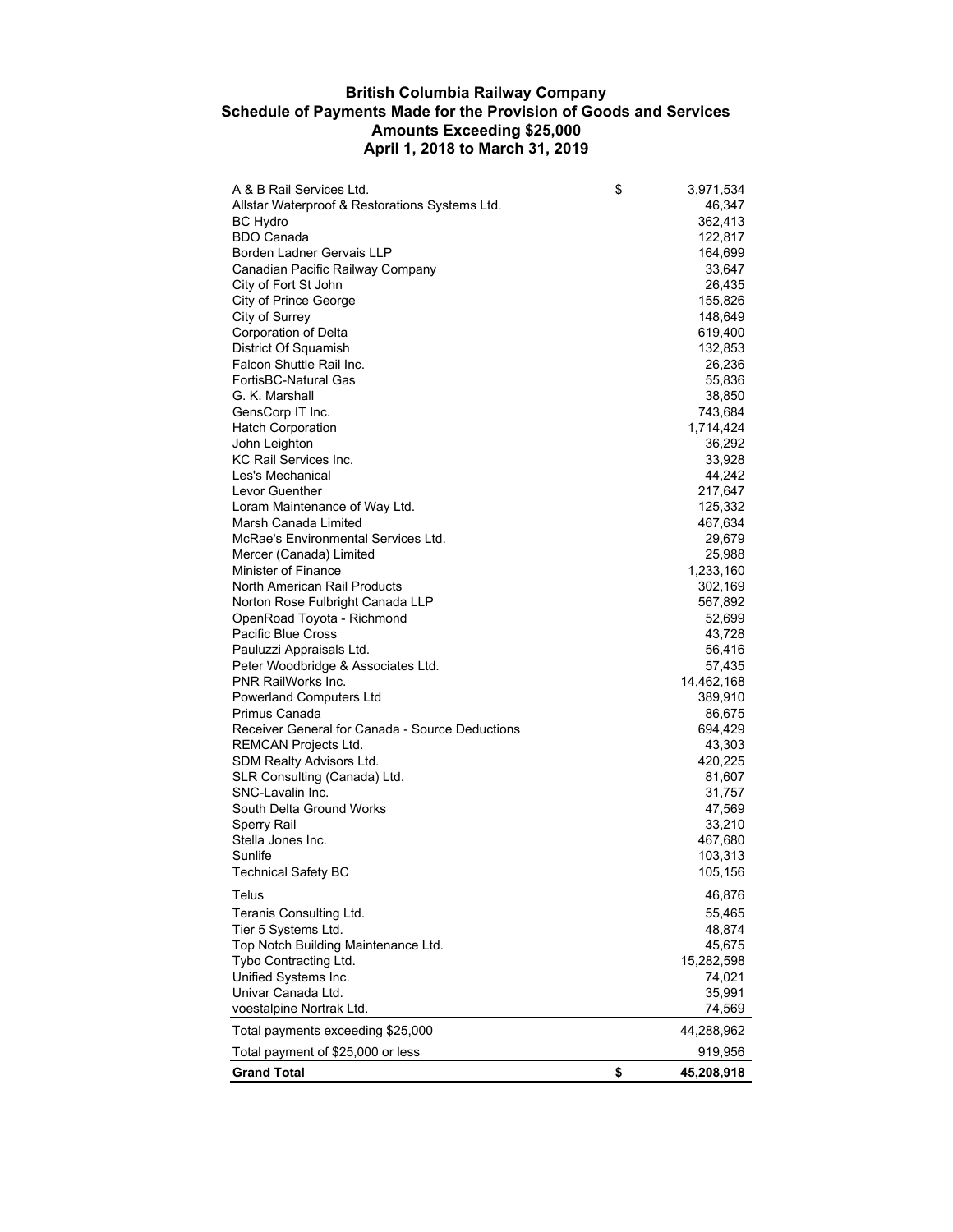**British Columbia Railway Company**
**Schedule of Payments Made for the Provision of Goods and Services**
**Amounts Exceeding $25,000**
**April 1, 2018 to March 31, 2019**

| | | |
|---|---|---|
| A & B Rail Services Ltd. | $ | 3,971,534 |
| Allstar Waterproof & Restorations Systems Ltd. | | 46,347 |
| BC Hydro | | 362,413 |
| BDO Canada | | 122,817 |
| Borden Ladner Gervais LLP | | 164,699 |
| Canadian Pacific Railway Company | | 33,647 |
| City of Fort St John | | 26,435 |
| City of Prince George | | 155,826 |
| City of Surrey | | 148,649 |
| Corporation of Delta | | 619,400 |
| District Of Squamish | | 132,853 |
| Falcon Shuttle Rail Inc. | | 26,236 |
| FortisBC-Natural Gas | | 55,836 |
| G. K. Marshall | | 38,850 |
| GensCorp IT Inc. | | 743,684 |
| Hatch Corporation | | 1,714,424 |
| John Leighton | | 36,292 |
| KC Rail Services Inc. | | 33,928 |
| Les's Mechanical | | 44,242 |
| Levor Guenther | | 217,647 |
| Loram Maintenance of Way Ltd. | | 125,332 |
| Marsh Canada Limited | | 467,634 |
| McRae's Environmental Services Ltd. | | 29,679 |
| Mercer (Canada) Limited | | 25,988 |
| Minister of Finance | | 1,233,160 |
| North American Rail Products | | 302,169 |
| Norton Rose Fulbright Canada LLP | | 567,892 |
| OpenRoad Toyota - Richmond | | 52,699 |
| Pacific Blue Cross | | 43,728 |
| Pauluzzi Appraisals Ltd. | | 56,416 |
| Peter Woodbridge & Associates Ltd. | | 57,435 |
| PNR RailWorks Inc. | | 14,462,168 |
| Powerland Computers Ltd | | 389,910 |
| Primus Canada | | 86,675 |
| Receiver General for Canada - Source Deductions | | 694,429 |
| REMCAN Projects Ltd. | | 43,303 |
| SDM Realty Advisors Ltd. | | 420,225 |
| SLR Consulting (Canada) Ltd. | | 81,607 |
| SNC-Lavalin Inc. | | 31,757 |
| South Delta Ground Works | | 47,569 |
| Sperry Rail | | 33,210 |
| Stella Jones Inc. | | 467,680 |
| Sunlife | | 103,313 |
| Technical Safety BC | | 105,156 |
| Telus | | 46,876 |
| Teranis Consulting Ltd. | | 55,465 |
| Tier 5 Systems Ltd. | | 48,874 |
| Top Notch Building Maintenance Ltd. | | 45,675 |
| Tybo Contracting Ltd. | | 15,282,598 |
| Unified Systems Inc. | | 74,021 |
| Univar Canada Ltd. | | 35,991 |
| voestalpine Nortrak Ltd. | | 74,569 |
| Total payments exceeding $25,000 | | 44,288,962 |
| Total payment of $25,000 or less | | 919,956 |
| **Grand Total** | **$** | **45,208,918** |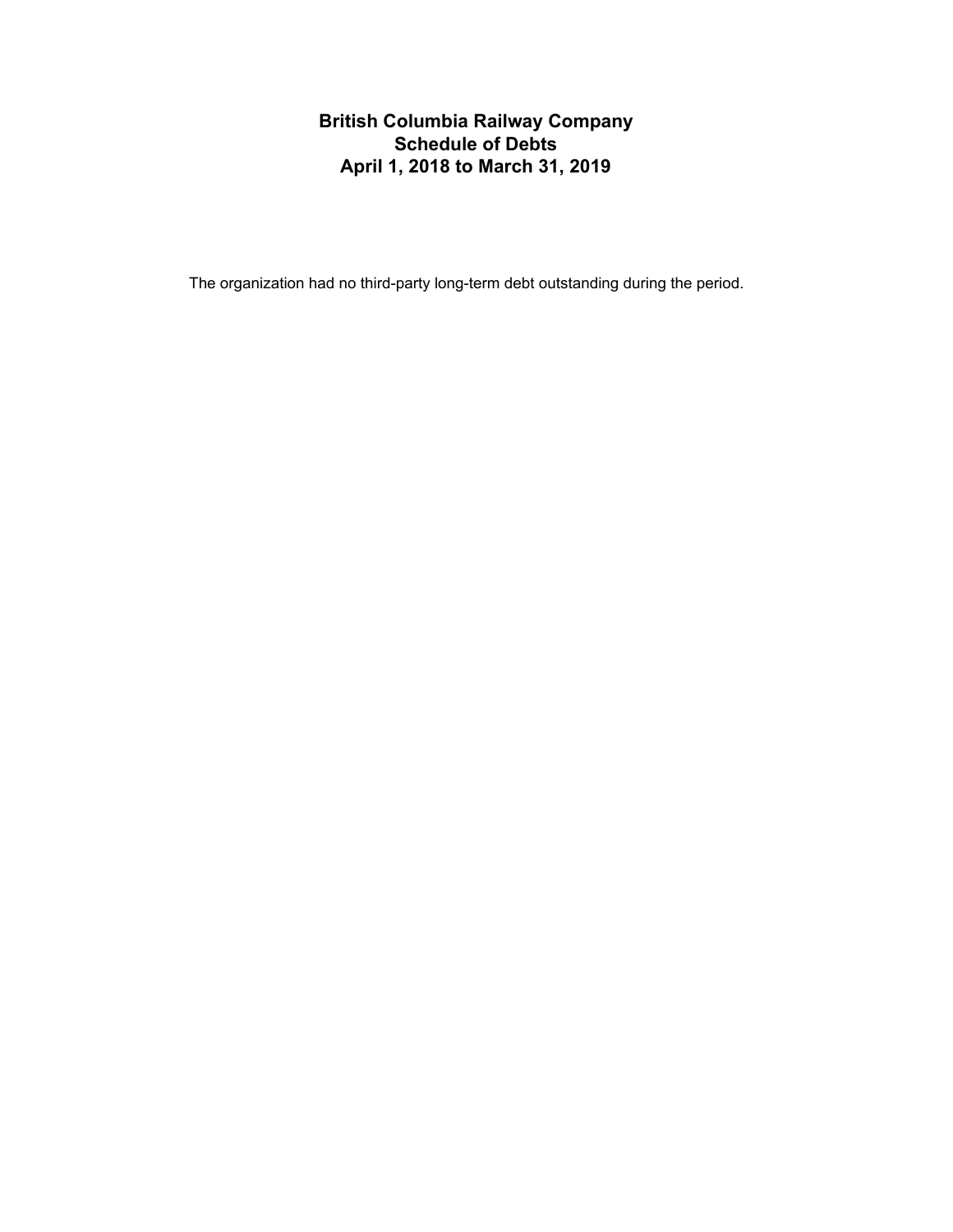# British Columbia Railway Company
## Schedule of Debts
## April 1, 2018 to March 31, 2019

The organization had no third-party long-term debt outstanding during the period.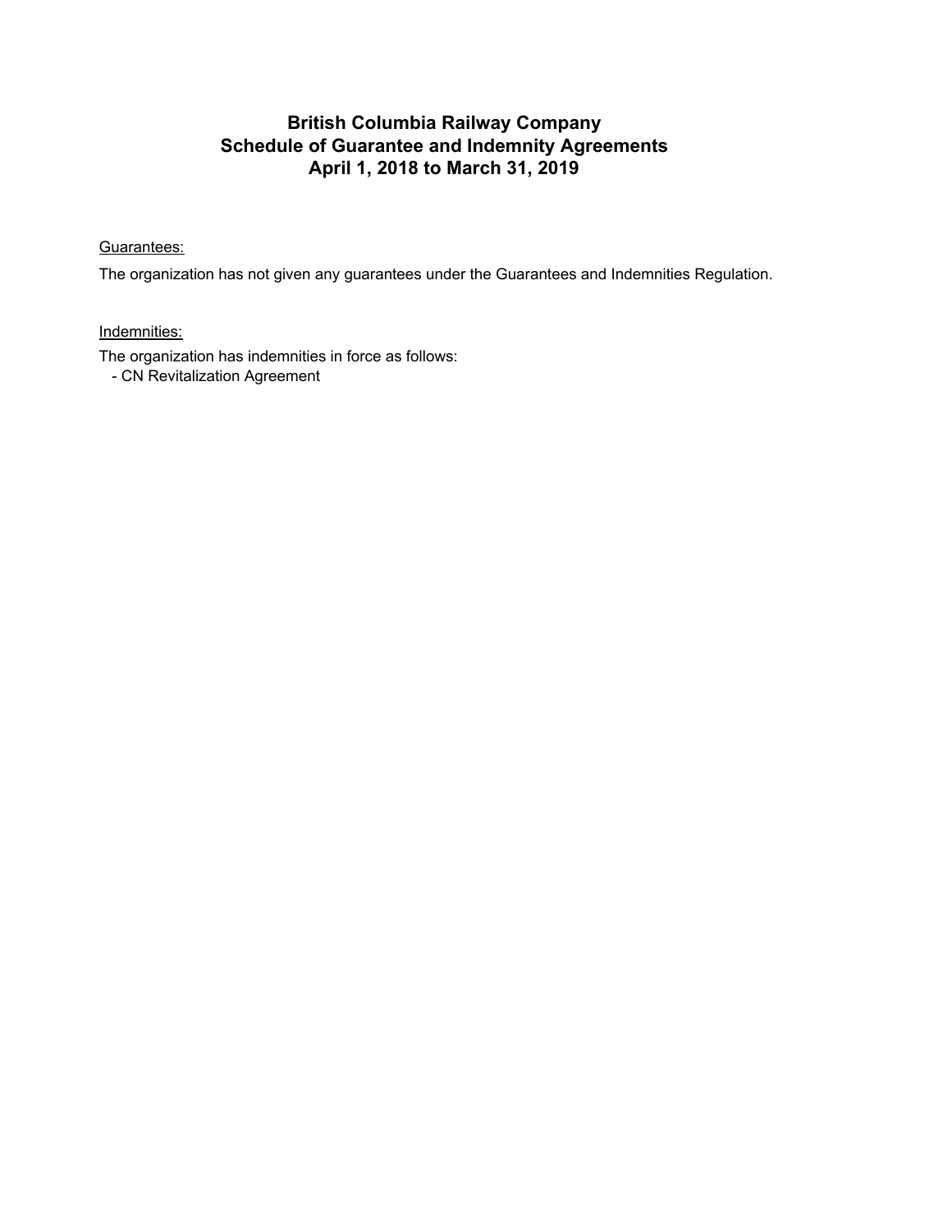# British Columbia Railway Company
# Schedule of Guarantee and Indemnity Agreements
# April 1, 2018 to March 31, 2019

<u>Guarantees:</u>

The organization has not given any guarantees under the Guarantees and Indemnities Regulation.

<u>Indemnities:</u>

The organization has indemnities in force as follows:

- CN Revitalization Agreement